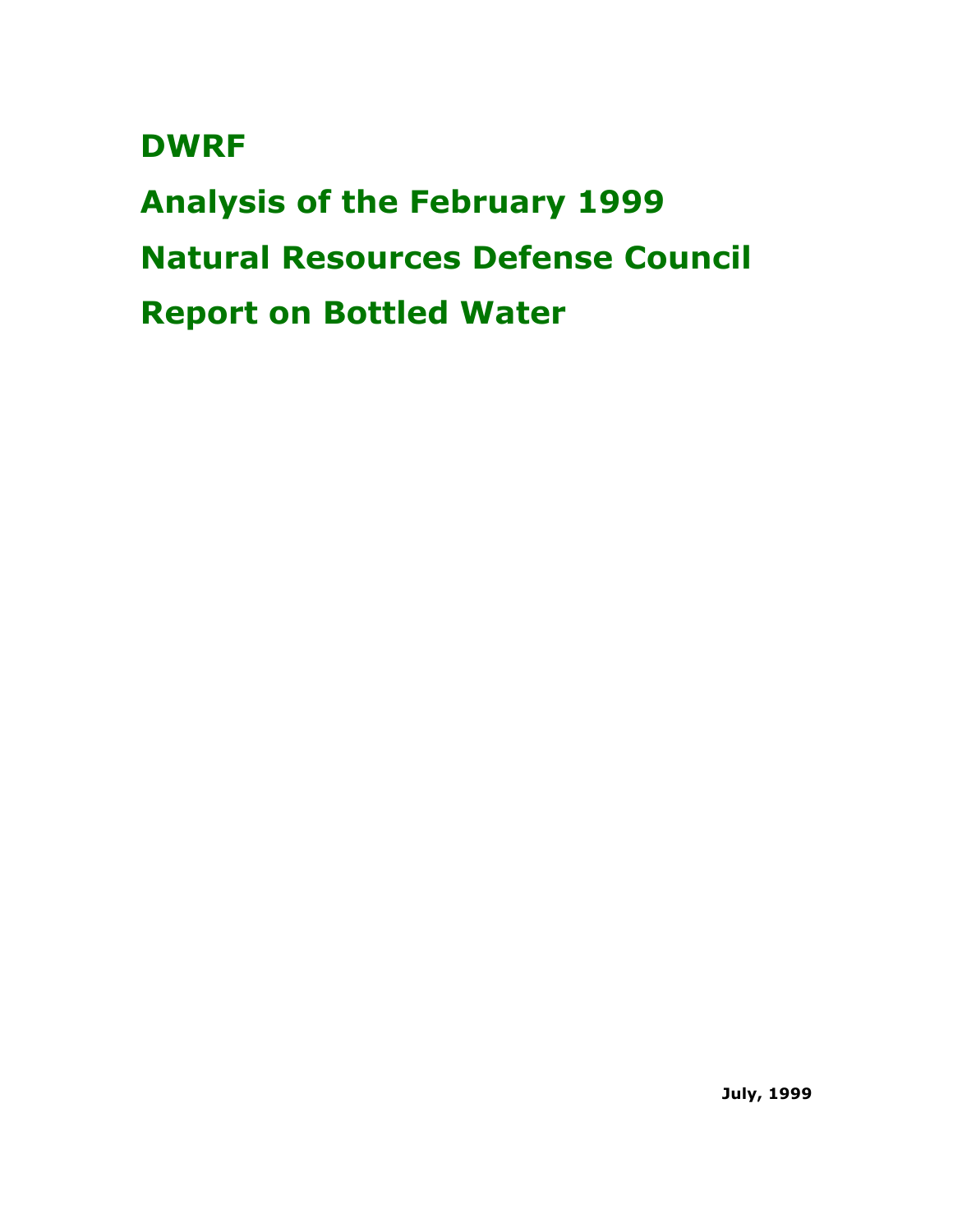# DWRF

# Analysis of the February 1999 Natural Resources Defense Council Report on Bottled Water

**July, 1999**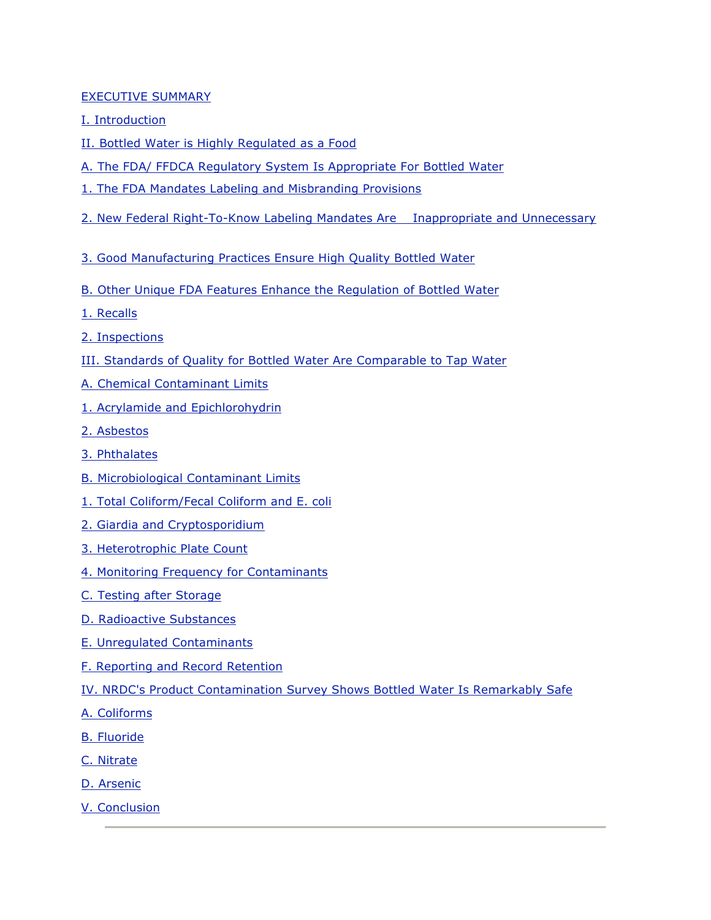EXECUTIVE SUMMARY

I. Introduction

II. Bottled Water is Highly Regulated as a Food

A. The FDA/ FFDCA Regulatory System Is Appropriate For Bottled Water

1. The FDA Mandates Labeling and Misbranding Provisions

2. New Federal Right-To-Know Labeling Mandates Are Inappropriate and Unnecessary

3. Good Manufacturing Practices Ensure High Quality Bottled Water

B. Other Unique FDA Features Enhance the Regulation of Bottled Water

1. Recalls

2. Inspections

III. Standards of Quality for Bottled Water Are Comparable to Tap Water

A. Chemical Contaminant Limits

1. Acrylamide and Epichlorohydrin

2. Asbestos

3. Phthalates

B. Microbiological Contaminant Limits

1. Total Coliform/Fecal Coliform and E. coli

2. Giardia and Cryptosporidium

3. Heterotrophic Plate Count

4. Monitoring Frequency for Contaminants

C. Testing after Storage

D. Radioactive Substances

E. Unregulated Contaminants

F. Reporting and Record Retention

IV. NRDC's Product Contamination Survey Shows Bottled Water Is Remarkably Safe

A. Coliforms

B. Fluoride

C. Nitrate

D. Arsenic

V. Conclusion

---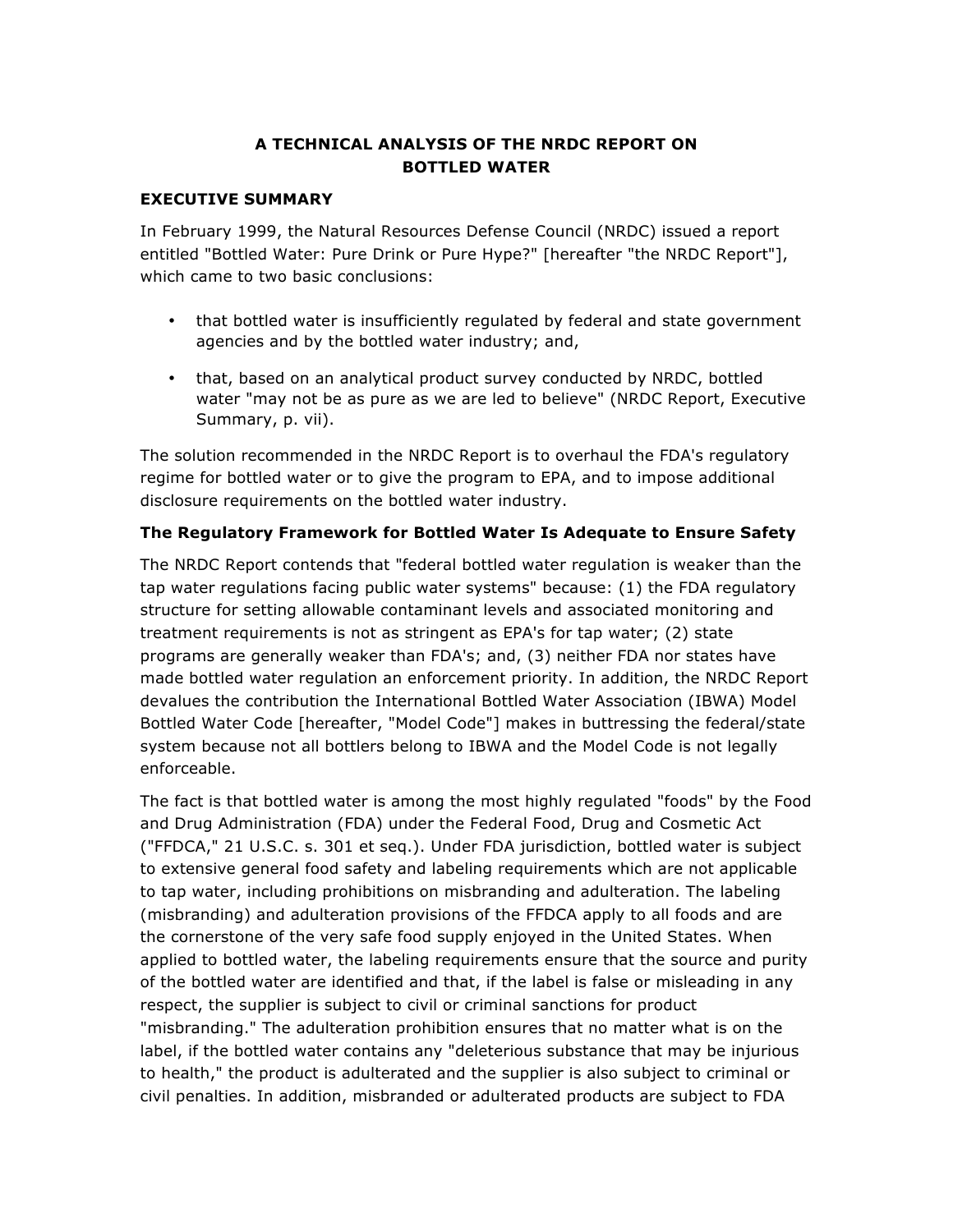# A TECHNICAL ANALYSIS OF THE NRDC REPORT ON BOTTLED WATER

## EXECUTIVE SUMMARY

In February 1999, the Natural Resources Defense Council (NRDC) issued a report entitled "Bottled Water: Pure Drink or Pure Hype?" [hereafter "the NRDC Report"], which came to two basic conclusions:

- that bottled water is insufficiently regulated by federal and state government agencies and by the bottled water industry; and,
- that, based on an analytical product survey conducted by NRDC, bottled water "may not be as pure as we are led to believe" (NRDC Report, Executive Summary, p. vii).

The solution recommended in the NRDC Report is to overhaul the FDA's regulatory regime for bottled water or to give the program to EPA, and to impose additional disclosure requirements on the bottled water industry.

### The Regulatory Framework for Bottled Water Is Adequate to Ensure Safety

The NRDC Report contends that "federal bottled water regulation is weaker than the tap water regulations facing public water systems" because: (1) the FDA regulatory structure for setting allowable contaminant levels and associated monitoring and treatment requirements is not as stringent as EPA's for tap water; (2) state programs are generally weaker than FDA's; and, (3) neither FDA nor states have made bottled water regulation an enforcement priority. In addition, the NRDC Report devalues the contribution the International Bottled Water Association (IBWA) Model Bottled Water Code [hereafter, "Model Code"] makes in buttressing the federal/state system because not all bottlers belong to IBWA and the Model Code is not legally enforceable.

The fact is that bottled water is among the most highly regulated "foods" by the Food and Drug Administration (FDA) under the Federal Food, Drug and Cosmetic Act ("FFDCA," 21 U.S.C. s. 301 et seq.). Under FDA jurisdiction, bottled water is subject to extensive general food safety and labeling requirements which are not applicable to tap water, including prohibitions on misbranding and adulteration. The labeling (misbranding) and adulteration provisions of the FFDCA apply to all foods and are the cornerstone of the very safe food supply enjoyed in the United States. When applied to bottled water, the labeling requirements ensure that the source and purity of the bottled water are identified and that, if the label is false or misleading in any respect, the supplier is subject to civil or criminal sanctions for product "misbranding." The adulteration prohibition ensures that no matter what is on the label, if the bottled water contains any "deleterious substance that may be injurious to health," the product is adulterated and the supplier is also subject to criminal or civil penalties. In addition, misbranded or adulterated products are subject to FDA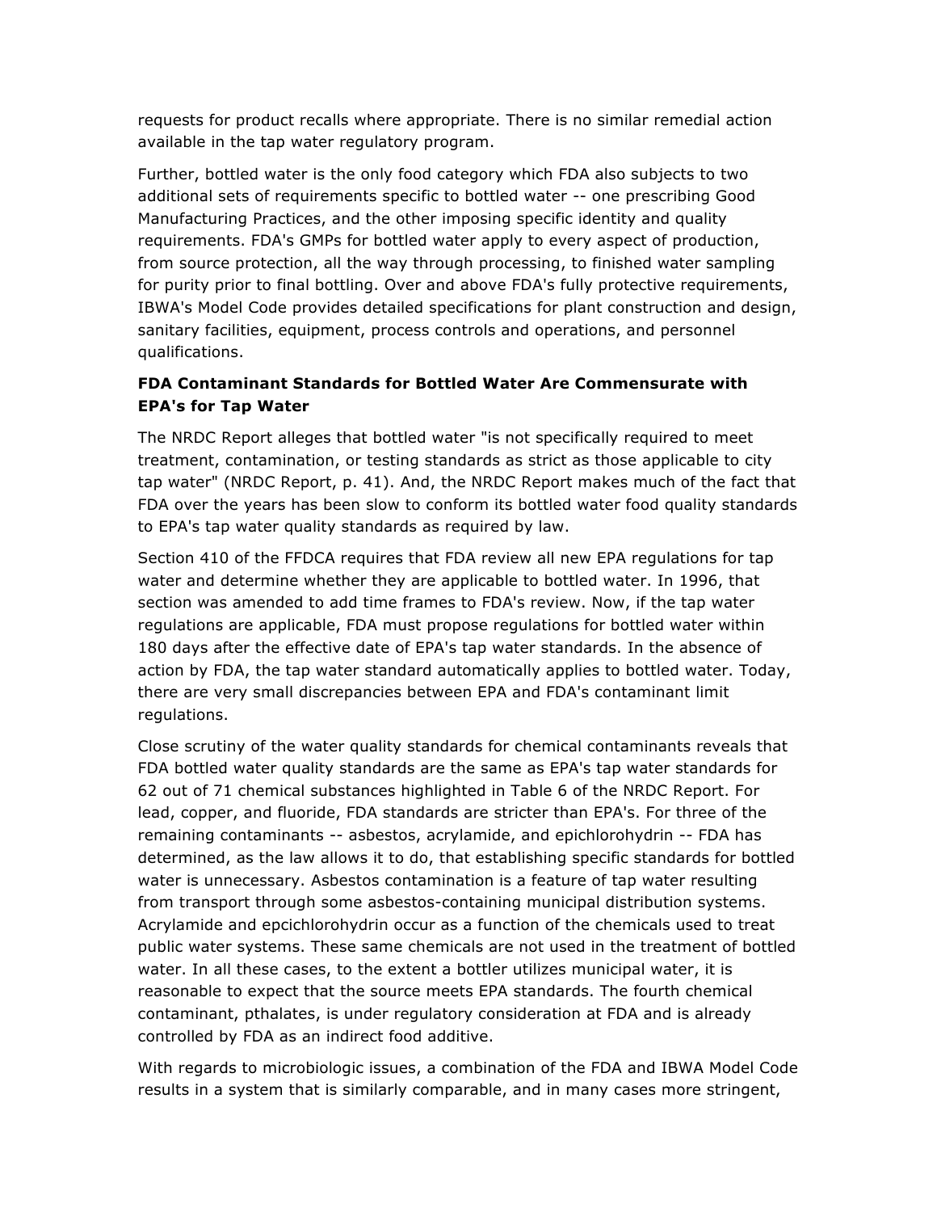requests for product recalls where appropriate. There is no similar remedial action available in the tap water regulatory program.

Further, bottled water is the only food category which FDA also subjects to two additional sets of requirements specific to bottled water -- one prescribing Good Manufacturing Practices, and the other imposing specific identity and quality requirements. FDA's GMPs for bottled water apply to every aspect of production, from source protection, all the way through processing, to finished water sampling for purity prior to final bottling. Over and above FDA's fully protective requirements, IBWA's Model Code provides detailed specifications for plant construction and design, sanitary facilities, equipment, process controls and operations, and personnel qualifications.

**FDA Contaminant Standards for Bottled Water Are Commensurate with EPA's for Tap Water**

The NRDC Report alleges that bottled water "is not specifically required to meet treatment, contamination, or testing standards as strict as those applicable to city tap water" (NRDC Report, p. 41). And, the NRDC Report makes much of the fact that FDA over the years has been slow to conform its bottled water food quality standards to EPA's tap water quality standards as required by law.

Section 410 of the FFDCA requires that FDA review all new EPA regulations for tap water and determine whether they are applicable to bottled water. In 1996, that section was amended to add time frames to FDA's review. Now, if the tap water regulations are applicable, FDA must propose regulations for bottled water within 180 days after the effective date of EPA's tap water standards. In the absence of action by FDA, the tap water standard automatically applies to bottled water. Today, there are very small discrepancies between EPA and FDA's contaminant limit regulations.

Close scrutiny of the water quality standards for chemical contaminants reveals that FDA bottled water quality standards are the same as EPA's tap water standards for 62 out of 71 chemical substances highlighted in Table 6 of the NRDC Report. For lead, copper, and fluoride, FDA standards are stricter than EPA's. For three of the remaining contaminants -- asbestos, acrylamide, and epichlorohydrin -- FDA has determined, as the law allows it to do, that establishing specific standards for bottled water is unnecessary. Asbestos contamination is a feature of tap water resulting from transport through some asbestos-containing municipal distribution systems. Acrylamide and epcichlorohydrin occur as a function of the chemicals used to treat public water systems. These same chemicals are not used in the treatment of bottled water. In all these cases, to the extent a bottler utilizes municipal water, it is reasonable to expect that the source meets EPA standards. The fourth chemical contaminant, pthalates, is under regulatory consideration at FDA and is already controlled by FDA as an indirect food additive.

With regards to microbiologic issues, a combination of the FDA and IBWA Model Code results in a system that is similarly comparable, and in many cases more stringent,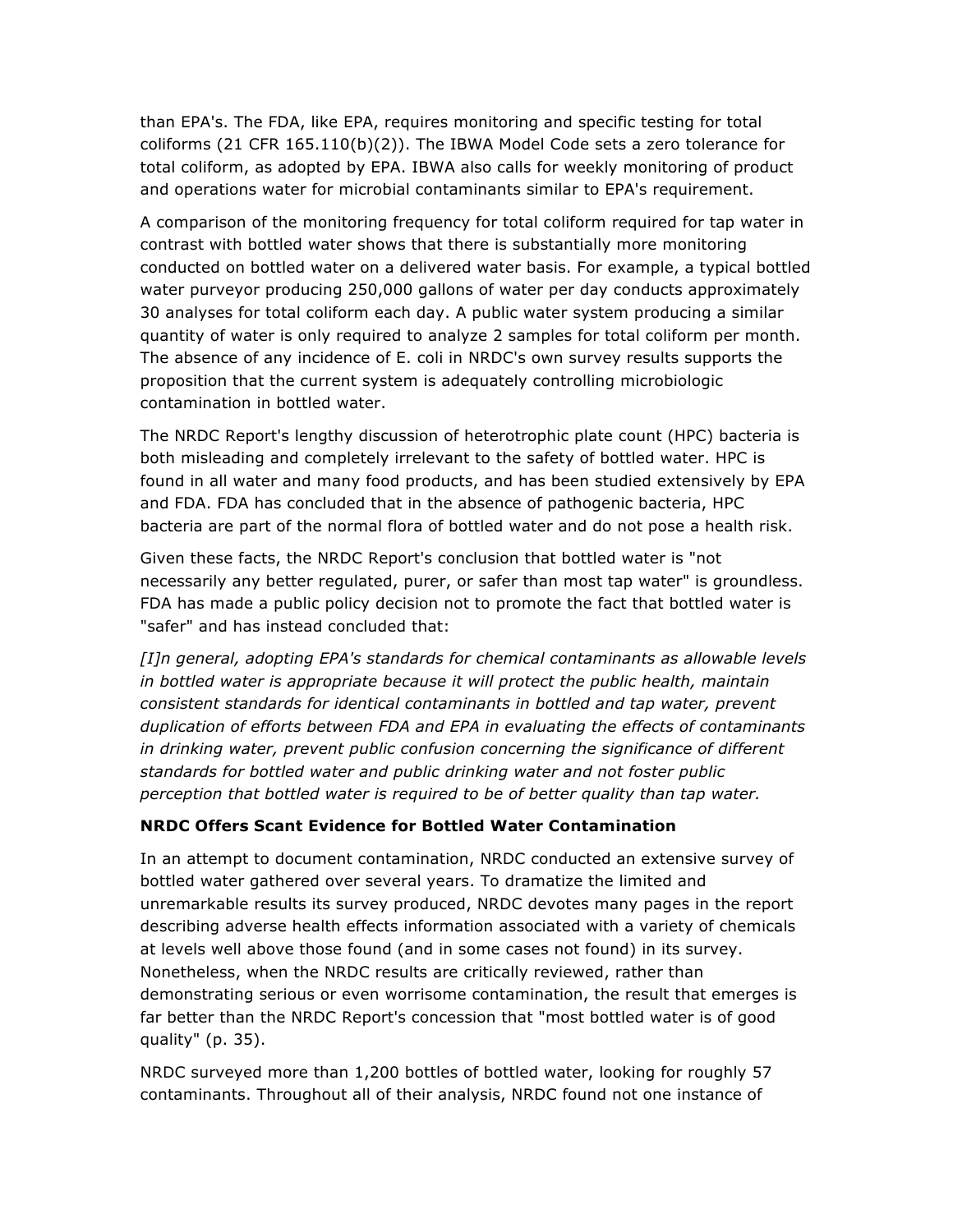than EPA's. The FDA, like EPA, requires monitoring and specific testing for total coliforms (21 CFR 165.110(b)(2)). The IBWA Model Code sets a zero tolerance for total coliform, as adopted by EPA. IBWA also calls for weekly monitoring of product and operations water for microbial contaminants similar to EPA's requirement.

A comparison of the monitoring frequency for total coliform required for tap water in contrast with bottled water shows that there is substantially more monitoring conducted on bottled water on a delivered water basis. For example, a typical bottled water purveyor producing 250,000 gallons of water per day conducts approximately 30 analyses for total coliform each day. A public water system producing a similar quantity of water is only required to analyze 2 samples for total coliform per month. The absence of any incidence of E. coli in NRDC's own survey results supports the proposition that the current system is adequately controlling microbiologic contamination in bottled water.

The NRDC Report's lengthy discussion of heterotrophic plate count (HPC) bacteria is both misleading and completely irrelevant to the safety of bottled water. HPC is found in all water and many food products, and has been studied extensively by EPA and FDA. FDA has concluded that in the absence of pathogenic bacteria, HPC bacteria are part of the normal flora of bottled water and do not pose a health risk.

Given these facts, the NRDC Report's conclusion that bottled water is "not necessarily any better regulated, purer, or safer than most tap water" is groundless. FDA has made a public policy decision not to promote the fact that bottled water is "safer" and has instead concluded that:

*[I]n general, adopting EPA's standards for chemical contaminants as allowable levels in bottled water is appropriate because it will protect the public health, maintain consistent standards for identical contaminants in bottled and tap water, prevent duplication of efforts between FDA and EPA in evaluating the effects of contaminants in drinking water, prevent public confusion concerning the significance of different standards for bottled water and public drinking water and not foster public perception that bottled water is required to be of better quality than tap water.*

**NRDC Offers Scant Evidence for Bottled Water Contamination**

In an attempt to document contamination, NRDC conducted an extensive survey of bottled water gathered over several years. To dramatize the limited and unremarkable results its survey produced, NRDC devotes many pages in the report describing adverse health effects information associated with a variety of chemicals at levels well above those found (and in some cases not found) in its survey. Nonetheless, when the NRDC results are critically reviewed, rather than demonstrating serious or even worrisome contamination, the result that emerges is far better than the NRDC Report's concession that "most bottled water is of good quality" (p. 35).

NRDC surveyed more than 1,200 bottles of bottled water, looking for roughly 57 contaminants. Throughout all of their analysis, NRDC found not one instance of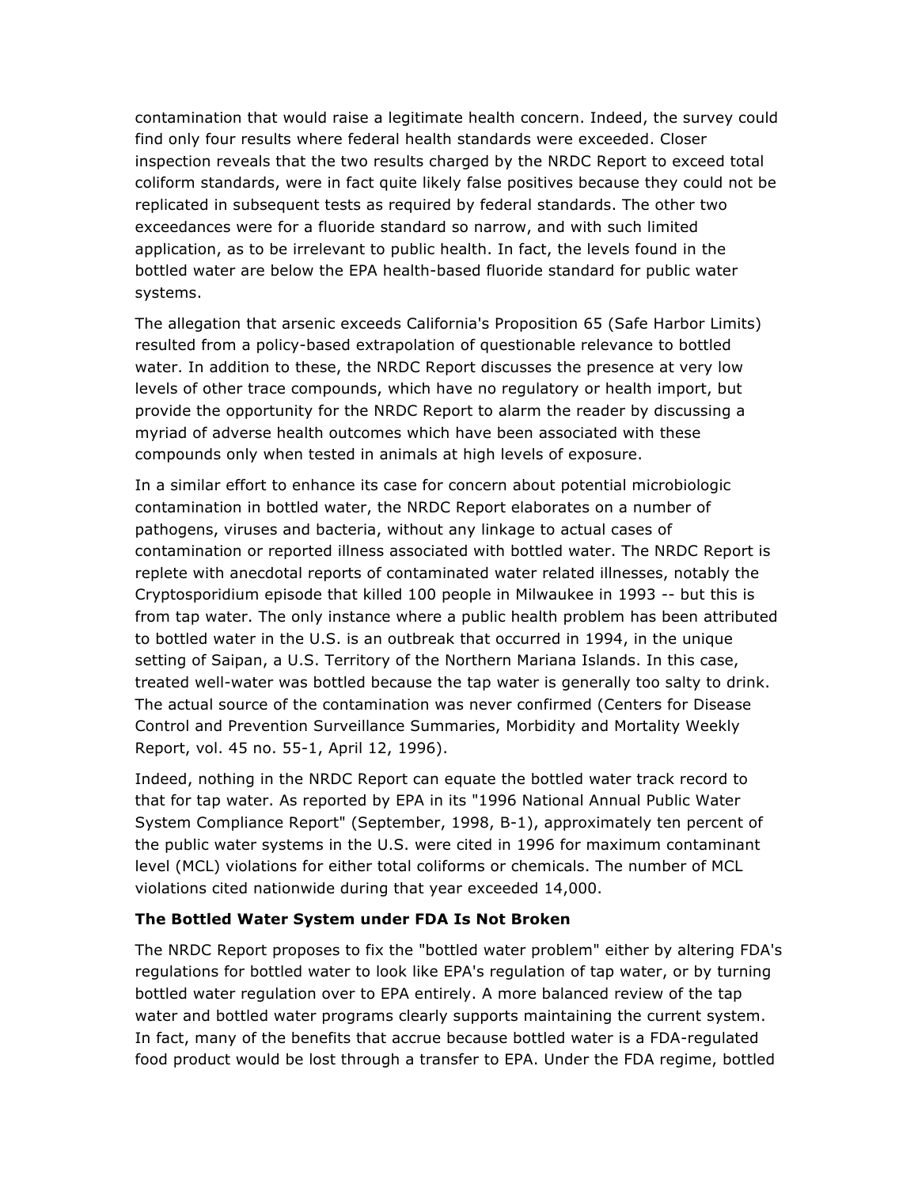contamination that would raise a legitimate health concern. Indeed, the survey could find only four results where federal health standards were exceeded. Closer inspection reveals that the two results charged by the NRDC Report to exceed total coliform standards, were in fact quite likely false positives because they could not be replicated in subsequent tests as required by federal standards. The other two exceedances were for a fluoride standard so narrow, and with such limited application, as to be irrelevant to public health. In fact, the levels found in the bottled water are below the EPA health-based fluoride standard for public water systems.

The allegation that arsenic exceeds California's Proposition 65 (Safe Harbor Limits) resulted from a policy-based extrapolation of questionable relevance to bottled water. In addition to these, the NRDC Report discusses the presence at very low levels of other trace compounds, which have no regulatory or health import, but provide the opportunity for the NRDC Report to alarm the reader by discussing a myriad of adverse health outcomes which have been associated with these compounds only when tested in animals at high levels of exposure.

In a similar effort to enhance its case for concern about potential microbiologic contamination in bottled water, the NRDC Report elaborates on a number of pathogens, viruses and bacteria, without any linkage to actual cases of contamination or reported illness associated with bottled water. The NRDC Report is replete with anecdotal reports of contaminated water related illnesses, notably the Cryptosporidium episode that killed 100 people in Milwaukee in 1993 -- but this is from tap water. The only instance where a public health problem has been attributed to bottled water in the U.S. is an outbreak that occurred in 1994, in the unique setting of Saipan, a U.S. Territory of the Northern Mariana Islands. In this case, treated well-water was bottled because the tap water is generally too salty to drink. The actual source of the contamination was never confirmed (Centers for Disease Control and Prevention Surveillance Summaries, Morbidity and Mortality Weekly Report, vol. 45 no. 55-1, April 12, 1996).

Indeed, nothing in the NRDC Report can equate the bottled water track record to that for tap water. As reported by EPA in its "1996 National Annual Public Water System Compliance Report" (September, 1998, B-1), approximately ten percent of the public water systems in the U.S. were cited in 1996 for maximum contaminant level (MCL) violations for either total coliforms or chemicals. The number of MCL violations cited nationwide during that year exceeded 14,000.

**The Bottled Water System under FDA Is Not Broken**

The NRDC Report proposes to fix the "bottled water problem" either by altering FDA's regulations for bottled water to look like EPA's regulation of tap water, or by turning bottled water regulation over to EPA entirely. A more balanced review of the tap water and bottled water programs clearly supports maintaining the current system. In fact, many of the benefits that accrue because bottled water is a FDA-regulated food product would be lost through a transfer to EPA. Under the FDA regime, bottled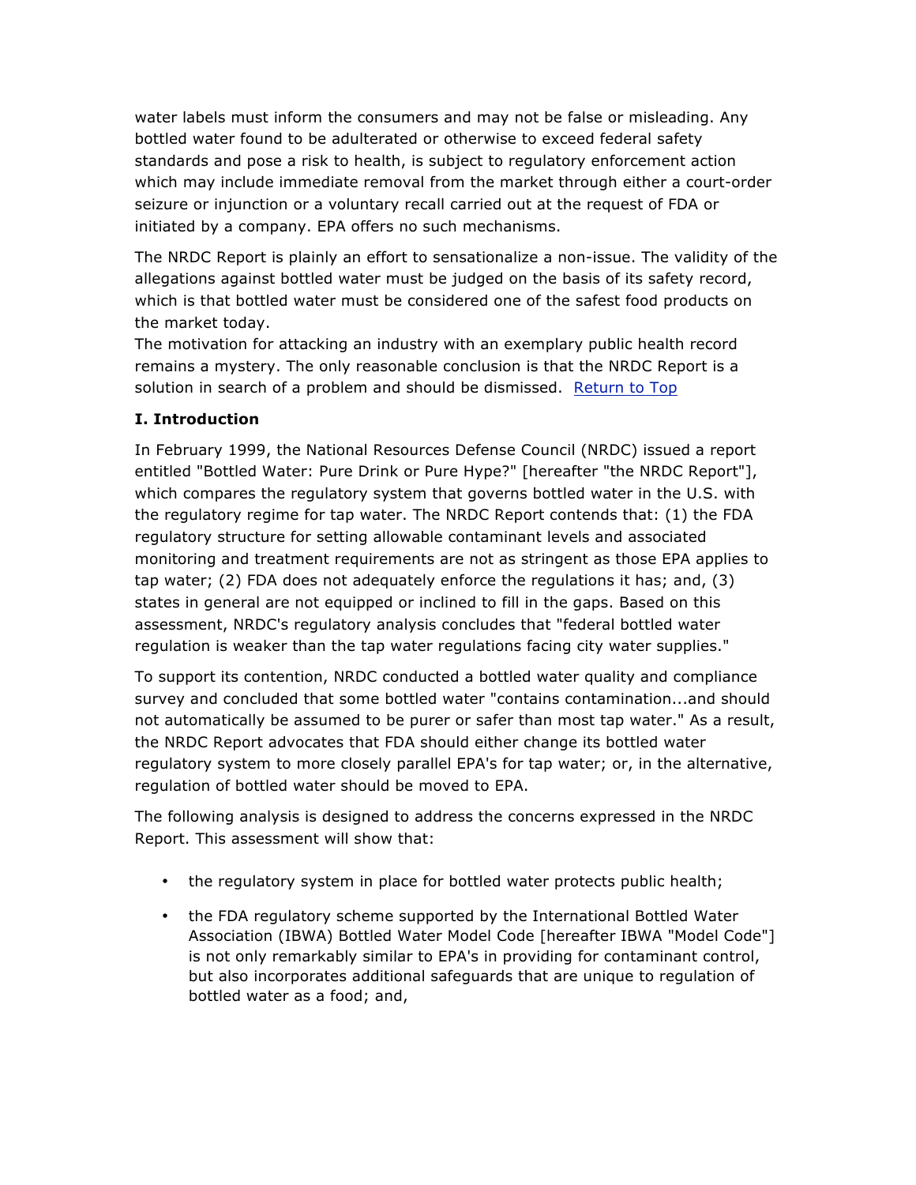water labels must inform the consumers and may not be false or misleading. Any bottled water found to be adulterated or otherwise to exceed federal safety standards and pose a risk to health, is subject to regulatory enforcement action which may include immediate removal from the market through either a court-order seizure or injunction or a voluntary recall carried out at the request of FDA or initiated by a company. EPA offers no such mechanisms.

The NRDC Report is plainly an effort to sensationalize a non-issue. The validity of the allegations against bottled water must be judged on the basis of its safety record, which is that bottled water must be considered one of the safest food products on the market today.

The motivation for attacking an industry with an exemplary public health record remains a mystery. The only reasonable conclusion is that the NRDC Report is a solution in search of a problem and should be dismissed. Return to Top

### I. Introduction

In February 1999, the National Resources Defense Council (NRDC) issued a report entitled "Bottled Water: Pure Drink or Pure Hype?" [hereafter "the NRDC Report"], which compares the regulatory system that governs bottled water in the U.S. with the regulatory regime for tap water. The NRDC Report contends that: (1) the FDA regulatory structure for setting allowable contaminant levels and associated monitoring and treatment requirements are not as stringent as those EPA applies to tap water; (2) FDA does not adequately enforce the regulations it has; and, (3) states in general are not equipped or inclined to fill in the gaps. Based on this assessment, NRDC's regulatory analysis concludes that "federal bottled water regulation is weaker than the tap water regulations facing city water supplies."

To support its contention, NRDC conducted a bottled water quality and compliance survey and concluded that some bottled water "contains contamination...and should not automatically be assumed to be purer or safer than most tap water." As a result, the NRDC Report advocates that FDA should either change its bottled water regulatory system to more closely parallel EPA's for tap water; or, in the alternative, regulation of bottled water should be moved to EPA.

The following analysis is designed to address the concerns expressed in the NRDC Report. This assessment will show that:

- the regulatory system in place for bottled water protects public health;
- the FDA regulatory scheme supported by the International Bottled Water Association (IBWA) Bottled Water Model Code [hereafter IBWA "Model Code"] is not only remarkably similar to EPA's in providing for contaminant control, but also incorporates additional safeguards that are unique to regulation of bottled water as a food; and,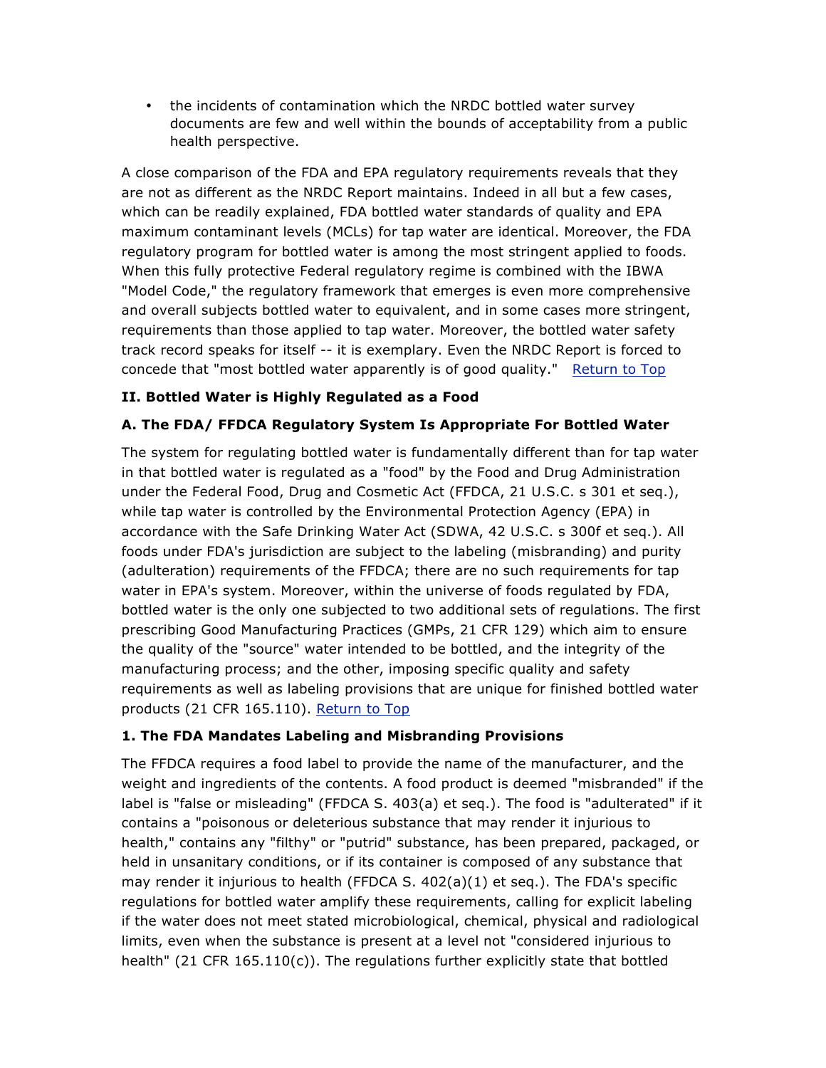- the incidents of contamination which the NRDC bottled water survey documents are few and well within the bounds of acceptability from a public health perspective.

A close comparison of the FDA and EPA regulatory requirements reveals that they are not as different as the NRDC Report maintains. Indeed in all but a few cases, which can be readily explained, FDA bottled water standards of quality and EPA maximum contaminant levels (MCLs) for tap water are identical. Moreover, the FDA regulatory program for bottled water is among the most stringent applied to foods. When this fully protective Federal regulatory regime is combined with the IBWA "Model Code," the regulatory framework that emerges is even more comprehensive and overall subjects bottled water to equivalent, and in some cases more stringent, requirements than those applied to tap water. Moreover, the bottled water safety track record speaks for itself -- it is exemplary. Even the NRDC Report is forced to concede that "most bottled water apparently is of good quality." Return to Top

### II. Bottled Water is Highly Regulated as a Food

#### A. The FDA/ FFDCA Regulatory System Is Appropriate For Bottled Water

The system for regulating bottled water is fundamentally different than for tap water in that bottled water is regulated as a "food" by the Food and Drug Administration under the Federal Food, Drug and Cosmetic Act (FFDCA, 21 U.S.C. s 301 et seq.), while tap water is controlled by the Environmental Protection Agency (EPA) in accordance with the Safe Drinking Water Act (SDWA, 42 U.S.C. s 300f et seq.). All foods under FDA's jurisdiction are subject to the labeling (misbranding) and purity (adulteration) requirements of the FFDCA; there are no such requirements for tap water in EPA's system. Moreover, within the universe of foods regulated by FDA, bottled water is the only one subjected to two additional sets of regulations. The first prescribing Good Manufacturing Practices (GMPs, 21 CFR 129) which aim to ensure the quality of the "source" water intended to be bottled, and the integrity of the manufacturing process; and the other, imposing specific quality and safety requirements as well as labeling provisions that are unique for finished bottled water products (21 CFR 165.110). Return to Top

#### 1. The FDA Mandates Labeling and Misbranding Provisions

The FFDCA requires a food label to provide the name of the manufacturer, and the weight and ingredients of the contents. A food product is deemed "misbranded" if the label is "false or misleading" (FFDCA S. 403(a) et seq.). The food is "adulterated" if it contains a "poisonous or deleterious substance that may render it injurious to health," contains any "filthy" or "putrid" substance, has been prepared, packaged, or held in unsanitary conditions, or if its container is composed of any substance that may render it injurious to health (FFDCA S. 402(a)(1) et seq.). The FDA's specific regulations for bottled water amplify these requirements, calling for explicit labeling if the water does not meet stated microbiological, chemical, physical and radiological limits, even when the substance is present at a level not "considered injurious to health" (21 CFR 165.110(c)). The regulations further explicitly state that bottled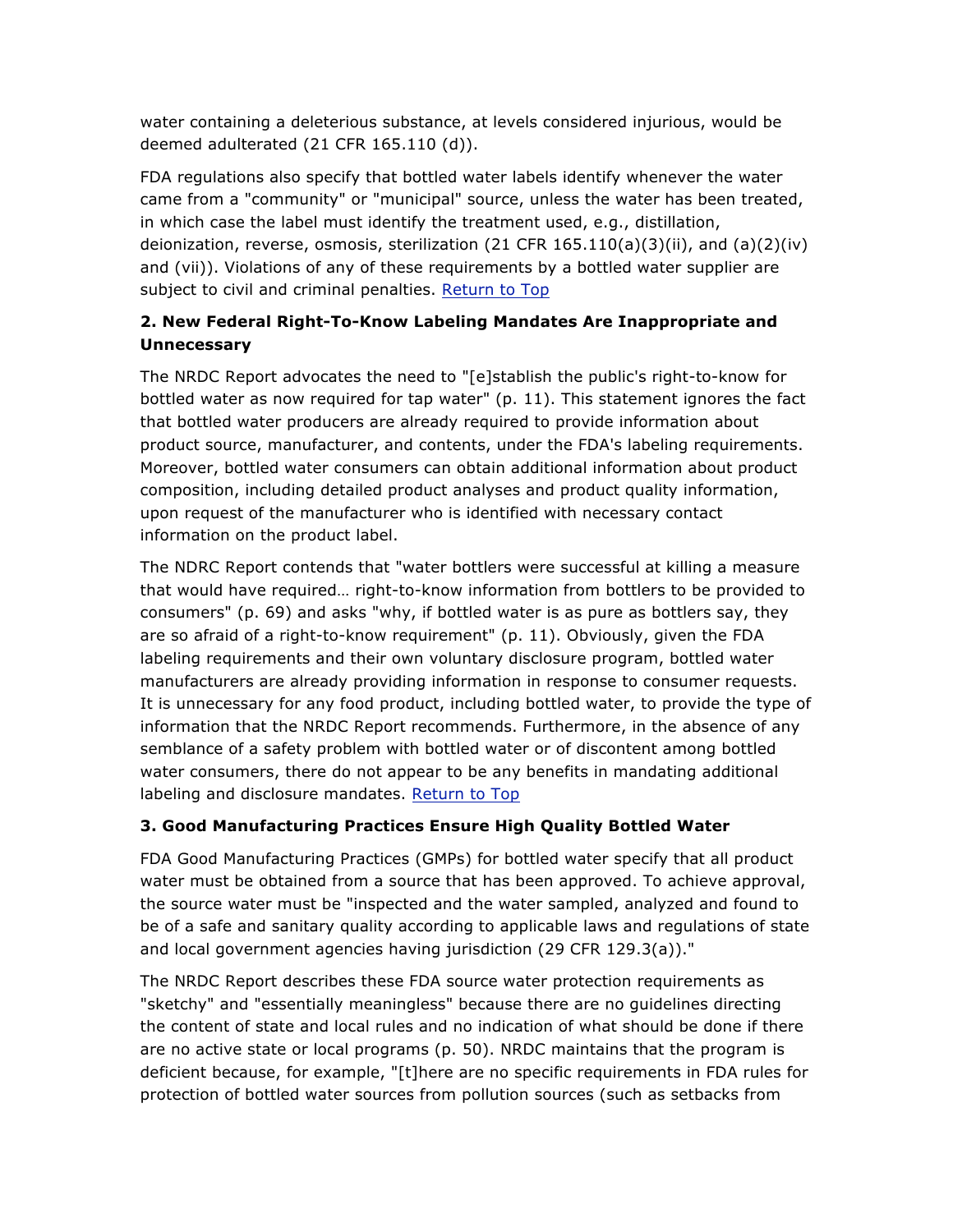water containing a deleterious substance, at levels considered injurious, would be deemed adulterated (21 CFR 165.110 (d)).

FDA regulations also specify that bottled water labels identify whenever the water came from a "community" or "municipal" source, unless the water has been treated, in which case the label must identify the treatment used, e.g., distillation, deionization, reverse, osmosis, sterilization (21 CFR 165.110(a)(3)(ii), and (a)(2)(iv) and (vii)). Violations of any of these requirements by a bottled water supplier are subject to civil and criminal penalties. Return to Top

### 2. New Federal Right-To-Know Labeling Mandates Are Inappropriate and Unnecessary

The NRDC Report advocates the need to "[e]stablish the public's right-to-know for bottled water as now required for tap water" (p. 11). This statement ignores the fact that bottled water producers are already required to provide information about product source, manufacturer, and contents, under the FDA's labeling requirements. Moreover, bottled water consumers can obtain additional information about product composition, including detailed product analyses and product quality information, upon request of the manufacturer who is identified with necessary contact information on the product label.

The NDRC Report contends that "water bottlers were successful at killing a measure that would have required… right-to-know information from bottlers to be provided to consumers" (p. 69) and asks "why, if bottled water is as pure as bottlers say, they are so afraid of a right-to-know requirement" (p. 11). Obviously, given the FDA labeling requirements and their own voluntary disclosure program, bottled water manufacturers are already providing information in response to consumer requests. It is unnecessary for any food product, including bottled water, to provide the type of information that the NRDC Report recommends. Furthermore, in the absence of any semblance of a safety problem with bottled water or of discontent among bottled water consumers, there do not appear to be any benefits in mandating additional labeling and disclosure mandates. Return to Top

### 3. Good Manufacturing Practices Ensure High Quality Bottled Water

FDA Good Manufacturing Practices (GMPs) for bottled water specify that all product water must be obtained from a source that has been approved. To achieve approval, the source water must be "inspected and the water sampled, analyzed and found to be of a safe and sanitary quality according to applicable laws and regulations of state and local government agencies having jurisdiction (29 CFR 129.3(a))."

The NRDC Report describes these FDA source water protection requirements as "sketchy" and "essentially meaningless" because there are no guidelines directing the content of state and local rules and no indication of what should be done if there are no active state or local programs (p. 50). NRDC maintains that the program is deficient because, for example, "[t]here are no specific requirements in FDA rules for protection of bottled water sources from pollution sources (such as setbacks from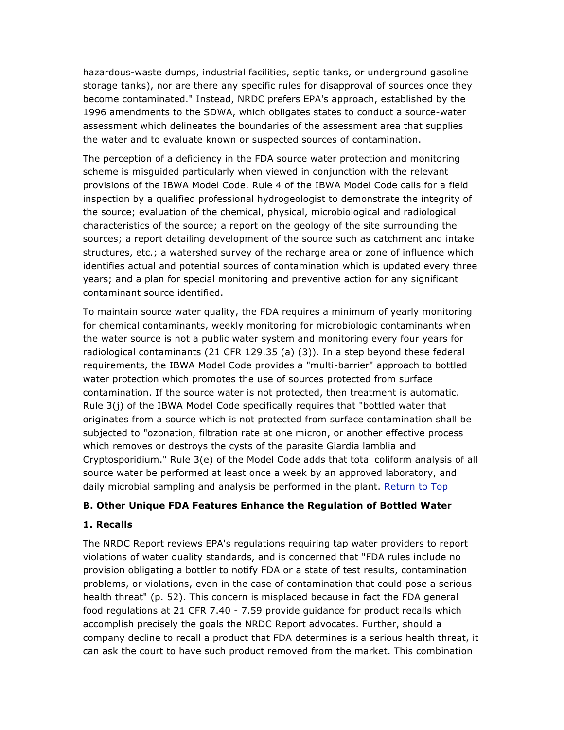hazardous-waste dumps, industrial facilities, septic tanks, or underground gasoline storage tanks), nor are there any specific rules for disapproval of sources once they become contaminated." Instead, NRDC prefers EPA's approach, established by the 1996 amendments to the SDWA, which obligates states to conduct a source-water assessment which delineates the boundaries of the assessment area that supplies the water and to evaluate known or suspected sources of contamination.

The perception of a deficiency in the FDA source water protection and monitoring scheme is misguided particularly when viewed in conjunction with the relevant provisions of the IBWA Model Code. Rule 4 of the IBWA Model Code calls for a field inspection by a qualified professional hydrogeologist to demonstrate the integrity of the source; evaluation of the chemical, physical, microbiological and radiological characteristics of the source; a report on the geology of the site surrounding the sources; a report detailing development of the source such as catchment and intake structures, etc.; a watershed survey of the recharge area or zone of influence which identifies actual and potential sources of contamination which is updated every three years; and a plan for special monitoring and preventive action for any significant contaminant source identified.

To maintain source water quality, the FDA requires a minimum of yearly monitoring for chemical contaminants, weekly monitoring for microbiologic contaminants when the water source is not a public water system and monitoring every four years for radiological contaminants (21 CFR 129.35 (a) (3)). In a step beyond these federal requirements, the IBWA Model Code provides a "multi-barrier" approach to bottled water protection which promotes the use of sources protected from surface contamination. If the source water is not protected, then treatment is automatic. Rule 3(j) of the IBWA Model Code specifically requires that "bottled water that originates from a source which is not protected from surface contamination shall be subjected to "ozonation, filtration rate at one micron, or another effective process which removes or destroys the cysts of the parasite Giardia lamblia and Cryptosporidium." Rule 3(e) of the Model Code adds that total coliform analysis of all source water be performed at least once a week by an approved laboratory, and daily microbial sampling and analysis be performed in the plant. Return to Top

**B. Other Unique FDA Features Enhance the Regulation of Bottled Water**

**1. Recalls**

The NRDC Report reviews EPA's regulations requiring tap water providers to report violations of water quality standards, and is concerned that "FDA rules include no provision obligating a bottler to notify FDA or a state of test results, contamination problems, or violations, even in the case of contamination that could pose a serious health threat" (p. 52). This concern is misplaced because in fact the FDA general food regulations at 21 CFR 7.40 - 7.59 provide guidance for product recalls which accomplish precisely the goals the NRDC Report advocates. Further, should a company decline to recall a product that FDA determines is a serious health threat, it can ask the court to have such product removed from the market. This combination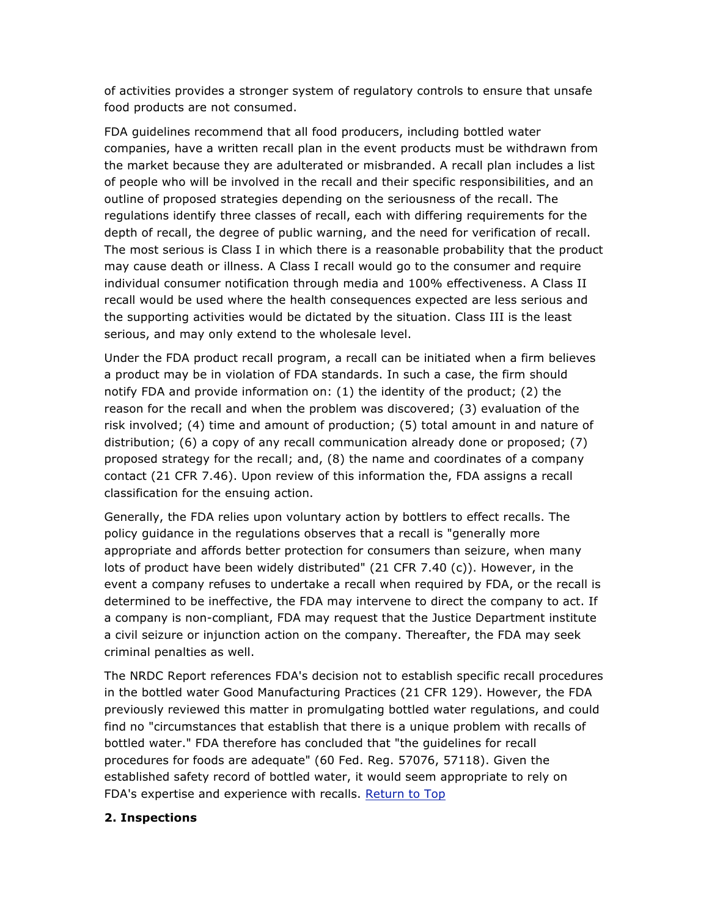of activities provides a stronger system of regulatory controls to ensure that unsafe food products are not consumed.

FDA guidelines recommend that all food producers, including bottled water companies, have a written recall plan in the event products must be withdrawn from the market because they are adulterated or misbranded. A recall plan includes a list of people who will be involved in the recall and their specific responsibilities, and an outline of proposed strategies depending on the seriousness of the recall. The regulations identify three classes of recall, each with differing requirements for the depth of recall, the degree of public warning, and the need for verification of recall. The most serious is Class I in which there is a reasonable probability that the product may cause death or illness. A Class I recall would go to the consumer and require individual consumer notification through media and 100% effectiveness. A Class II recall would be used where the health consequences expected are less serious and the supporting activities would be dictated by the situation. Class III is the least serious, and may only extend to the wholesale level.

Under the FDA product recall program, a recall can be initiated when a firm believes a product may be in violation of FDA standards. In such a case, the firm should notify FDA and provide information on: (1) the identity of the product; (2) the reason for the recall and when the problem was discovered; (3) evaluation of the risk involved; (4) time and amount of production; (5) total amount in and nature of distribution; (6) a copy of any recall communication already done or proposed; (7) proposed strategy for the recall; and, (8) the name and coordinates of a company contact (21 CFR 7.46). Upon review of this information the, FDA assigns a recall classification for the ensuing action.

Generally, the FDA relies upon voluntary action by bottlers to effect recalls. The policy guidance in the regulations observes that a recall is "generally more appropriate and affords better protection for consumers than seizure, when many lots of product have been widely distributed" (21 CFR 7.40 (c)). However, in the event a company refuses to undertake a recall when required by FDA, or the recall is determined to be ineffective, the FDA may intervene to direct the company to act. If a company is non-compliant, FDA may request that the Justice Department institute a civil seizure or injunction action on the company. Thereafter, the FDA may seek criminal penalties as well.

The NRDC Report references FDA's decision not to establish specific recall procedures in the bottled water Good Manufacturing Practices (21 CFR 129). However, the FDA previously reviewed this matter in promulgating bottled water regulations, and could find no "circumstances that establish that there is a unique problem with recalls of bottled water." FDA therefore has concluded that "the guidelines for recall procedures for foods are adequate" (60 Fed. Reg. 57076, 57118). Given the established safety record of bottled water, it would seem appropriate to rely on FDA's expertise and experience with recalls. Return to Top

**2. Inspections**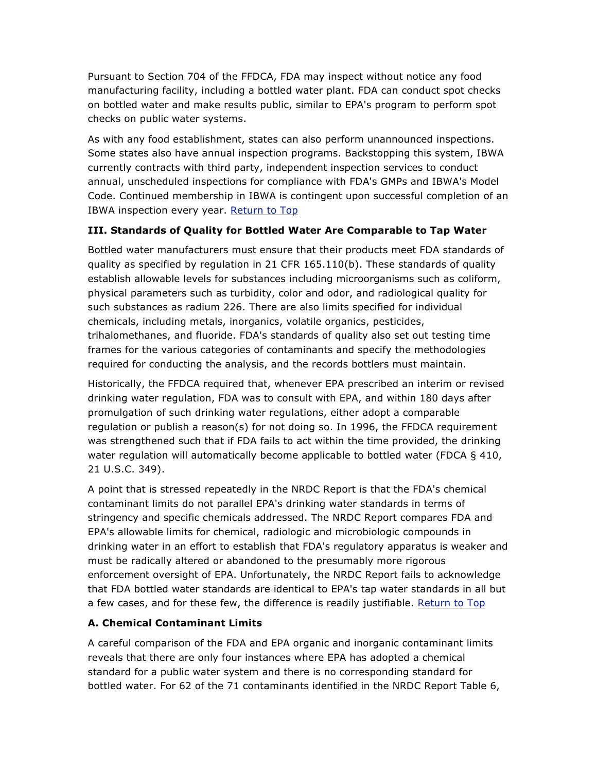Pursuant to Section 704 of the FFDCA, FDA may inspect without notice any food manufacturing facility, including a bottled water plant. FDA can conduct spot checks on bottled water and make results public, similar to EPA's program to perform spot checks on public water systems.

As with any food establishment, states can also perform unannounced inspections. Some states also have annual inspection programs. Backstopping this system, IBWA currently contracts with third party, independent inspection services to conduct annual, unscheduled inspections for compliance with FDA's GMPs and IBWA's Model Code. Continued membership in IBWA is contingent upon successful completion of an IBWA inspection every year. Return to Top

### III. Standards of Quality for Bottled Water Are Comparable to Tap Water

Bottled water manufacturers must ensure that their products meet FDA standards of quality as specified by regulation in 21 CFR 165.110(b). These standards of quality establish allowable levels for substances including microorganisms such as coliform, physical parameters such as turbidity, color and odor, and radiological quality for such substances as radium 226. There are also limits specified for individual chemicals, including metals, inorganics, volatile organics, pesticides, trihalomethanes, and fluoride. FDA's standards of quality also set out testing time frames for the various categories of contaminants and specify the methodologies required for conducting the analysis, and the records bottlers must maintain.

Historically, the FFDCA required that, whenever EPA prescribed an interim or revised drinking water regulation, FDA was to consult with EPA, and within 180 days after promulgation of such drinking water regulations, either adopt a comparable regulation or publish a reason(s) for not doing so. In 1996, the FFDCA requirement was strengthened such that if FDA fails to act within the time provided, the drinking water regulation will automatically become applicable to bottled water (FDCA § 410, 21 U.S.C. 349).

A point that is stressed repeatedly in the NRDC Report is that the FDA's chemical contaminant limits do not parallel EPA's drinking water standards in terms of stringency and specific chemicals addressed. The NRDC Report compares FDA and EPA's allowable limits for chemical, radiologic and microbiologic compounds in drinking water in an effort to establish that FDA's regulatory apparatus is weaker and must be radically altered or abandoned to the presumably more rigorous enforcement oversight of EPA. Unfortunately, the NRDC Report fails to acknowledge that FDA bottled water standards are identical to EPA's tap water standards in all but a few cases, and for these few, the difference is readily justifiable. Return to Top

### A. Chemical Contaminant Limits

A careful comparison of the FDA and EPA organic and inorganic contaminant limits reveals that there are only four instances where EPA has adopted a chemical standard for a public water system and there is no corresponding standard for bottled water. For 62 of the 71 contaminants identified in the NRDC Report Table 6,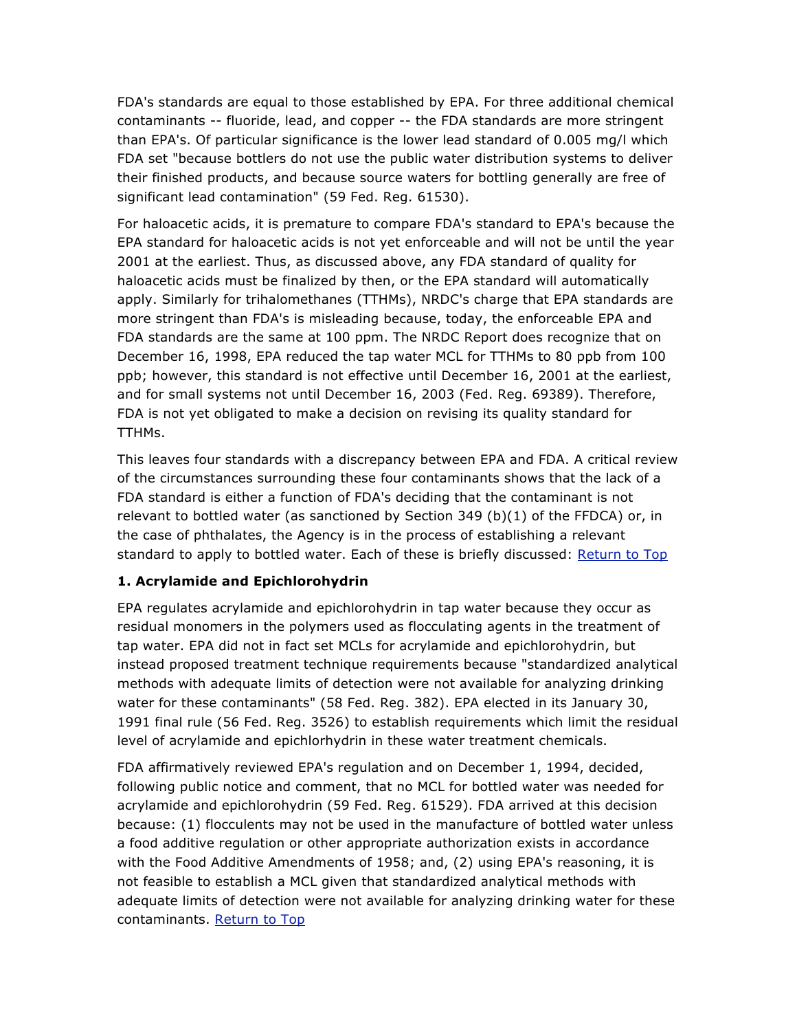FDA's standards are equal to those established by EPA. For three additional chemical contaminants -- fluoride, lead, and copper -- the FDA standards are more stringent than EPA's. Of particular significance is the lower lead standard of 0.005 mg/l which FDA set "because bottlers do not use the public water distribution systems to deliver their finished products, and because source waters for bottling generally are free of significant lead contamination" (59 Fed. Reg. 61530).

For haloacetic acids, it is premature to compare FDA's standard to EPA's because the EPA standard for haloacetic acids is not yet enforceable and will not be until the year 2001 at the earliest. Thus, as discussed above, any FDA standard of quality for haloacetic acids must be finalized by then, or the EPA standard will automatically apply. Similarly for trihalomethanes (TTHMs), NRDC's charge that EPA standards are more stringent than FDA's is misleading because, today, the enforceable EPA and FDA standards are the same at 100 ppm. The NRDC Report does recognize that on December 16, 1998, EPA reduced the tap water MCL for TTHMs to 80 ppb from 100 ppb; however, this standard is not effective until December 16, 2001 at the earliest, and for small systems not until December 16, 2003 (Fed. Reg. 69389). Therefore, FDA is not yet obligated to make a decision on revising its quality standard for TTHMs.

This leaves four standards with a discrepancy between EPA and FDA. A critical review of the circumstances surrounding these four contaminants shows that the lack of a FDA standard is either a function of FDA's deciding that the contaminant is not relevant to bottled water (as sanctioned by Section 349 (b)(1) of the FFDCA) or, in the case of phthalates, the Agency is in the process of establishing a relevant standard to apply to bottled water. Each of these is briefly discussed: [Return to Top]

**1. Acrylamide and Epichlorohydrin**

EPA regulates acrylamide and epichlorohydrin in tap water because they occur as residual monomers in the polymers used as flocculating agents in the treatment of tap water. EPA did not in fact set MCLs for acrylamide and epichlorohydrin, but instead proposed treatment technique requirements because "standardized analytical methods with adequate limits of detection were not available for analyzing drinking water for these contaminants" (58 Fed. Reg. 382). EPA elected in its January 30, 1991 final rule (56 Fed. Reg. 3526) to establish requirements which limit the residual level of acrylamide and epichlorhydrin in these water treatment chemicals.

FDA affirmatively reviewed EPA's regulation and on December 1, 1994, decided, following public notice and comment, that no MCL for bottled water was needed for acrylamide and epichlorohydrin (59 Fed. Reg. 61529). FDA arrived at this decision because: (1) flocculents may not be used in the manufacture of bottled water unless a food additive regulation or other appropriate authorization exists in accordance with the Food Additive Amendments of 1958; and, (2) using EPA's reasoning, it is not feasible to establish a MCL given that standardized analytical methods with adequate limits of detection were not available for analyzing drinking water for these contaminants. [Return to Top]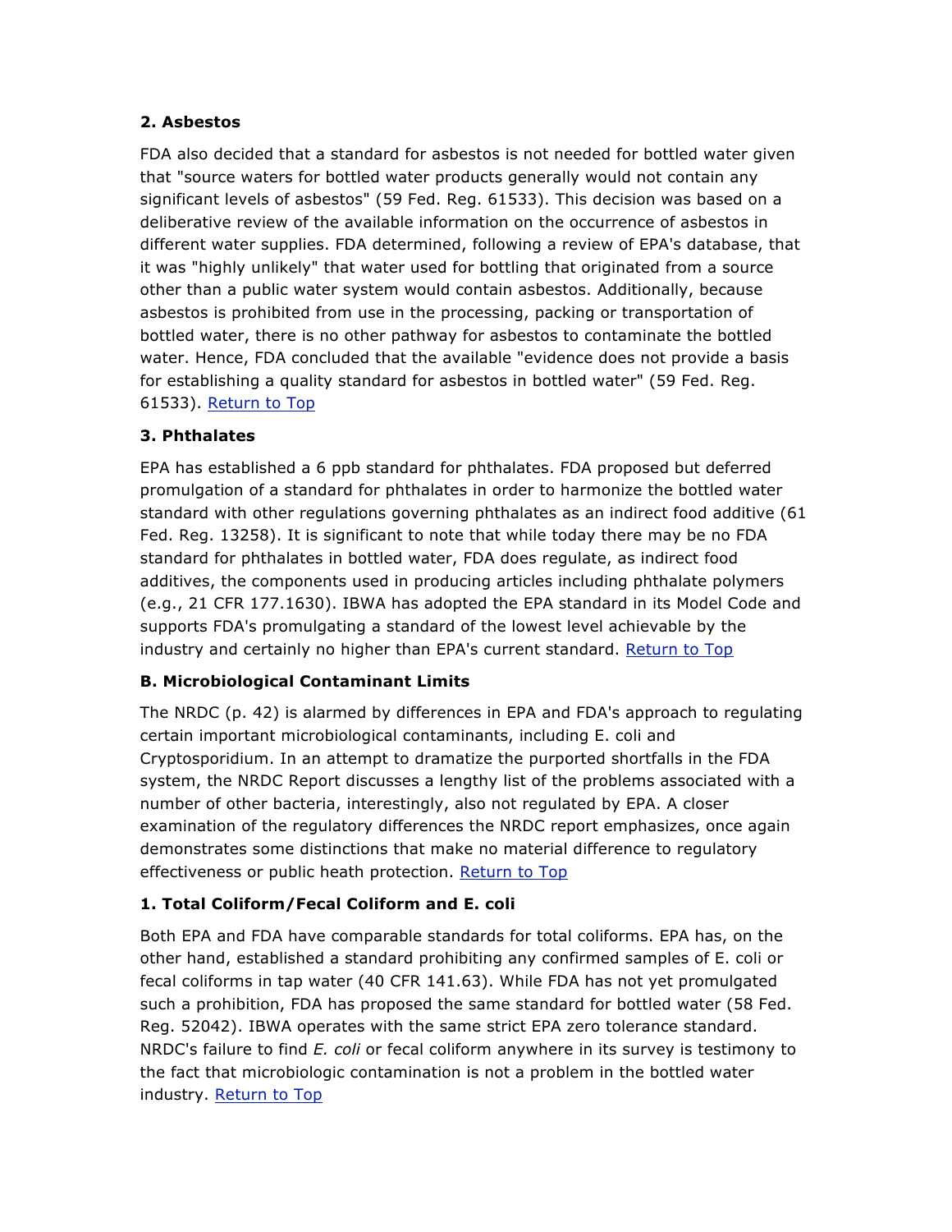**2. Asbestos**

FDA also decided that a standard for asbestos is not needed for bottled water given that "source waters for bottled water products generally would not contain any significant levels of asbestos" (59 Fed. Reg. 61533). This decision was based on a deliberative review of the available information on the occurrence of asbestos in different water supplies. FDA determined, following a review of EPA's database, that it was "highly unlikely" that water used for bottling that originated from a source other than a public water system would contain asbestos. Additionally, because asbestos is prohibited from use in the processing, packing or transportation of bottled water, there is no other pathway for asbestos to contaminate the bottled water. Hence, FDA concluded that the available "evidence does not provide a basis for establishing a quality standard for asbestos in bottled water" (59 Fed. Reg. 61533). Return to Top

**3. Phthalates**

EPA has established a 6 ppb standard for phthalates. FDA proposed but deferred promulgation of a standard for phthalates in order to harmonize the bottled water standard with other regulations governing phthalates as an indirect food additive (61 Fed. Reg. 13258). It is significant to note that while today there may be no FDA standard for phthalates in bottled water, FDA does regulate, as indirect food additives, the components used in producing articles including phthalate polymers (e.g., 21 CFR 177.1630). IBWA has adopted the EPA standard in its Model Code and supports FDA's promulgating a standard of the lowest level achievable by the industry and certainly no higher than EPA's current standard. Return to Top

**B. Microbiological Contaminant Limits**

The NRDC (p. 42) is alarmed by differences in EPA and FDA's approach to regulating certain important microbiological contaminants, including E. coli and Cryptosporidium. In an attempt to dramatize the purported shortfalls in the FDA system, the NRDC Report discusses a lengthy list of the problems associated with a number of other bacteria, interestingly, also not regulated by EPA. A closer examination of the regulatory differences the NRDC report emphasizes, once again demonstrates some distinctions that make no material difference to regulatory effectiveness or public heath protection. Return to Top

**1. Total Coliform/Fecal Coliform and E. coli**

Both EPA and FDA have comparable standards for total coliforms. EPA has, on the other hand, established a standard prohibiting any confirmed samples of E. coli or fecal coliforms in tap water (40 CFR 141.63). While FDA has not yet promulgated such a prohibition, FDA has proposed the same standard for bottled water (58 Fed. Reg. 52042). IBWA operates with the same strict EPA zero tolerance standard. NRDC's failure to find *E. coli* or fecal coliform anywhere in its survey is testimony to the fact that microbiologic contamination is not a problem in the bottled water industry. Return to Top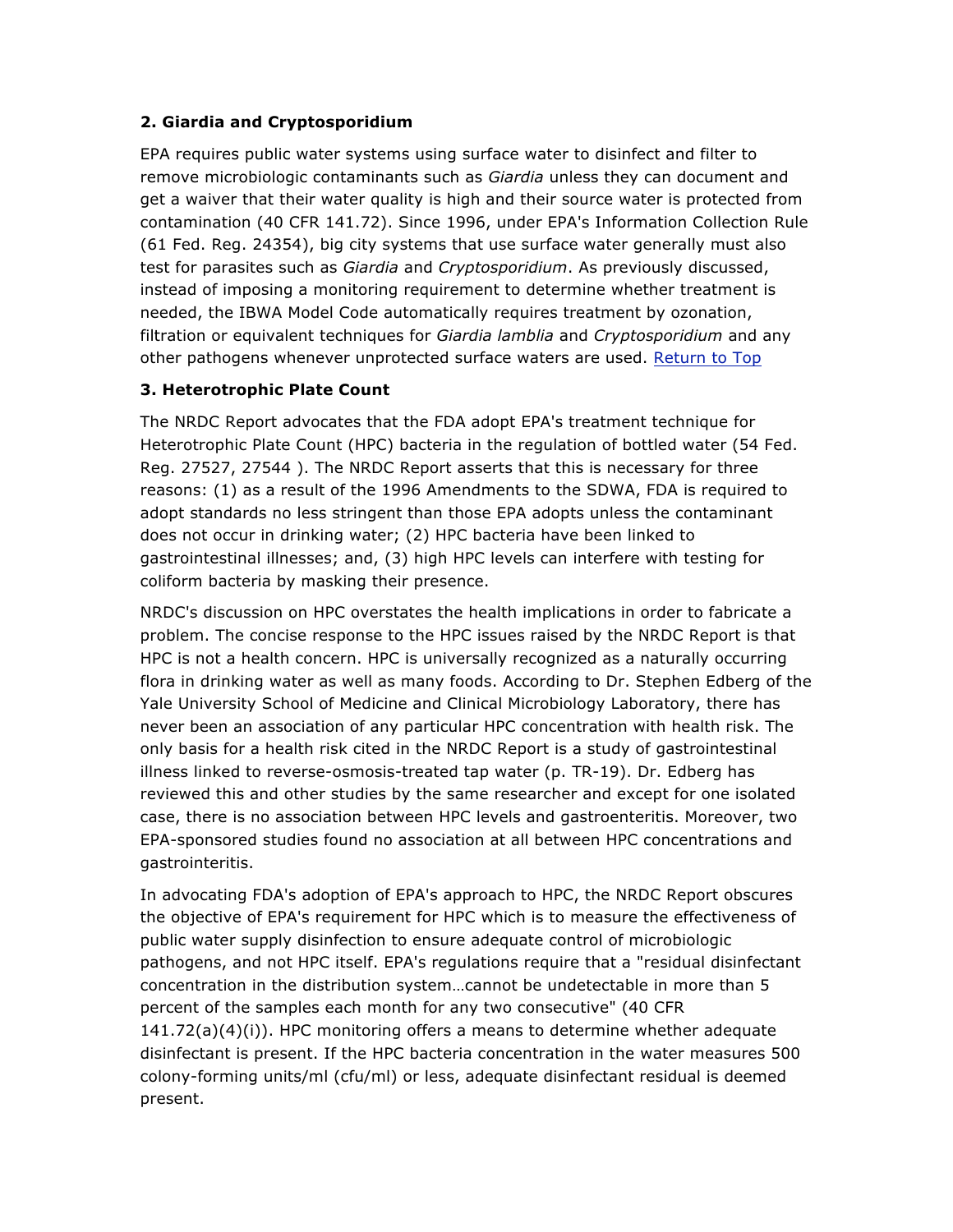**2. Giardia and Cryptosporidium**

EPA requires public water systems using surface water to disinfect and filter to remove microbiologic contaminants such as *Giardia* unless they can document and get a waiver that their water quality is high and their source water is protected from contamination (40 CFR 141.72). Since 1996, under EPA's Information Collection Rule (61 Fed. Reg. 24354), big city systems that use surface water generally must also test for parasites such as *Giardia* and *Cryptosporidium*. As previously discussed, instead of imposing a monitoring requirement to determine whether treatment is needed, the IBWA Model Code automatically requires treatment by ozonation, filtration or equivalent techniques for *Giardia lamblia* and *Cryptosporidium* and any other pathogens whenever unprotected surface waters are used. Return to Top

**3. Heterotrophic Plate Count**

The NRDC Report advocates that the FDA adopt EPA's treatment technique for Heterotrophic Plate Count (HPC) bacteria in the regulation of bottled water (54 Fed. Reg. 27527, 27544 ). The NRDC Report asserts that this is necessary for three reasons: (1) as a result of the 1996 Amendments to the SDWA, FDA is required to adopt standards no less stringent than those EPA adopts unless the contaminant does not occur in drinking water; (2) HPC bacteria have been linked to gastrointestinal illnesses; and, (3) high HPC levels can interfere with testing for coliform bacteria by masking their presence.

NRDC's discussion on HPC overstates the health implications in order to fabricate a problem. The concise response to the HPC issues raised by the NRDC Report is that HPC is not a health concern. HPC is universally recognized as a naturally occurring flora in drinking water as well as many foods. According to Dr. Stephen Edberg of the Yale University School of Medicine and Clinical Microbiology Laboratory, there has never been an association of any particular HPC concentration with health risk. The only basis for a health risk cited in the NRDC Report is a study of gastrointestinal illness linked to reverse-osmosis-treated tap water (p. TR-19). Dr. Edberg has reviewed this and other studies by the same researcher and except for one isolated case, there is no association between HPC levels and gastroenteritis. Moreover, two EPA-sponsored studies found no association at all between HPC concentrations and gastrointeritis.

In advocating FDA's adoption of EPA's approach to HPC, the NRDC Report obscures the objective of EPA's requirement for HPC which is to measure the effectiveness of public water supply disinfection to ensure adequate control of microbiologic pathogens, and not HPC itself. EPA's regulations require that a "residual disinfectant concentration in the distribution system…cannot be undetectable in more than 5 percent of the samples each month for any two consecutive" (40 CFR 141.72(a)(4)(i)). HPC monitoring offers a means to determine whether adequate disinfectant is present. If the HPC bacteria concentration in the water measures 500 colony-forming units/ml (cfu/ml) or less, adequate disinfectant residual is deemed present.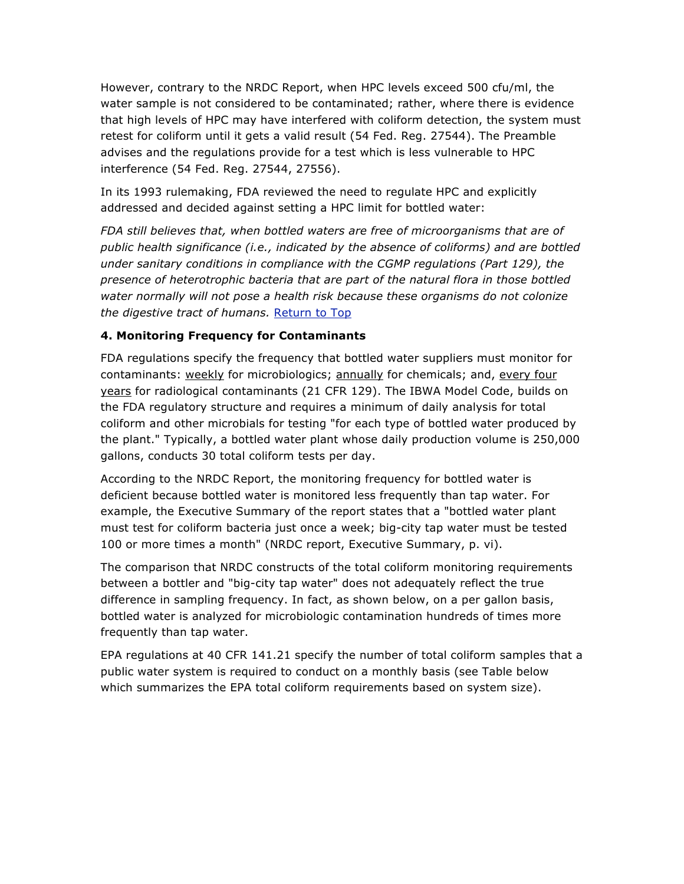However, contrary to the NRDC Report, when HPC levels exceed 500 cfu/ml, the water sample is not considered to be contaminated; rather, where there is evidence that high levels of HPC may have interfered with coliform detection, the system must retest for coliform until it gets a valid result (54 Fed. Reg. 27544). The Preamble advises and the regulations provide for a test which is less vulnerable to HPC interference (54 Fed. Reg. 27544, 27556).

In its 1993 rulemaking, FDA reviewed the need to regulate HPC and explicitly addressed and decided against setting a HPC limit for bottled water:

*FDA still believes that, when bottled waters are free of microorganisms that are of public health significance (i.e., indicated by the absence of coliforms) and are bottled under sanitary conditions in compliance with the CGMP regulations (Part 129), the presence of heterotrophic bacteria that are part of the natural flora in those bottled water normally will not pose a health risk because these organisms do not colonize the digestive tract of humans.* Return to Top

**4. Monitoring Frequency for Contaminants**

FDA regulations specify the frequency that bottled water suppliers must monitor for contaminants: weekly for microbiologics; annually for chemicals; and, every four years for radiological contaminants (21 CFR 129). The IBWA Model Code, builds on the FDA regulatory structure and requires a minimum of daily analysis for total coliform and other microbials for testing "for each type of bottled water produced by the plant." Typically, a bottled water plant whose daily production volume is 250,000 gallons, conducts 30 total coliform tests per day.

According to the NRDC Report, the monitoring frequency for bottled water is deficient because bottled water is monitored less frequently than tap water. For example, the Executive Summary of the report states that a "bottled water plant must test for coliform bacteria just once a week; big-city tap water must be tested 100 or more times a month" (NRDC report, Executive Summary, p. vi).

The comparison that NRDC constructs of the total coliform monitoring requirements between a bottler and "big-city tap water" does not adequately reflect the true difference in sampling frequency. In fact, as shown below, on a per gallon basis, bottled water is analyzed for microbiologic contamination hundreds of times more frequently than tap water.

EPA regulations at 40 CFR 141.21 specify the number of total coliform samples that a public water system is required to conduct on a monthly basis (see Table below which summarizes the EPA total coliform requirements based on system size).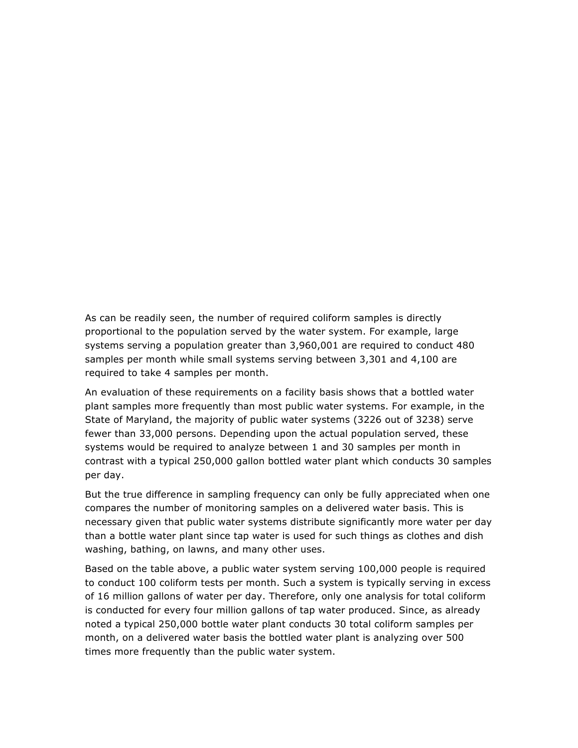As can be readily seen, the number of required coliform samples is directly proportional to the population served by the water system. For example, large systems serving a population greater than 3,960,001 are required to conduct 480 samples per month while small systems serving between 3,301 and 4,100 are required to take 4 samples per month.

An evaluation of these requirements on a facility basis shows that a bottled water plant samples more frequently than most public water systems. For example, in the State of Maryland, the majority of public water systems (3226 out of 3238) serve fewer than 33,000 persons. Depending upon the actual population served, these systems would be required to analyze between 1 and 30 samples per month in contrast with a typical 250,000 gallon bottled water plant which conducts 30 samples per day.

But the true difference in sampling frequency can only be fully appreciated when one compares the number of monitoring samples on a delivered water basis. This is necessary given that public water systems distribute significantly more water per day than a bottle water plant since tap water is used for such things as clothes and dish washing, bathing, on lawns, and many other uses.

Based on the table above, a public water system serving 100,000 people is required to conduct 100 coliform tests per month. Such a system is typically serving in excess of 16 million gallons of water per day. Therefore, only one analysis for total coliform is conducted for every four million gallons of tap water produced. Since, as already noted a typical 250,000 bottle water plant conducts 30 total coliform samples per month, on a delivered water basis the bottled water plant is analyzing over 500 times more frequently than the public water system.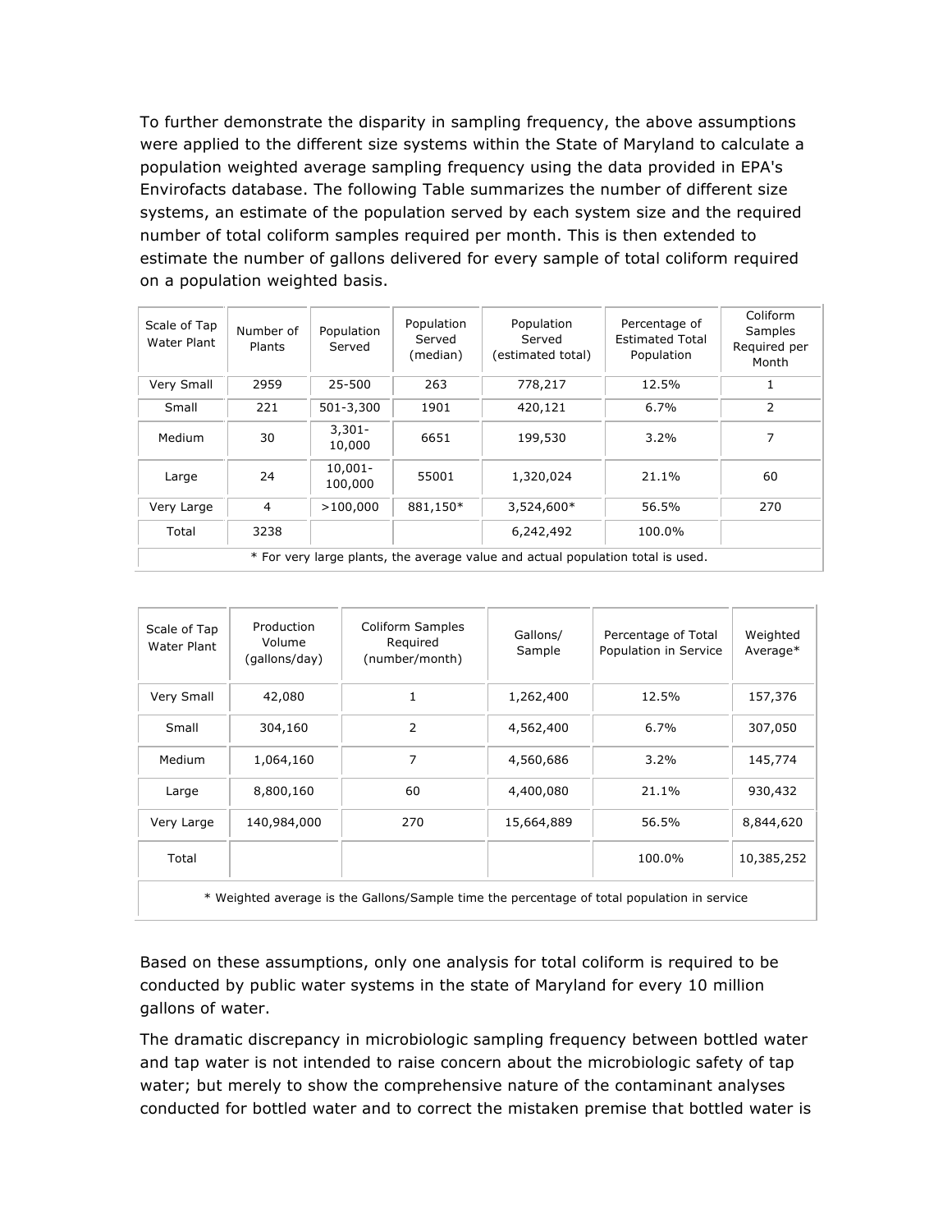To further demonstrate the disparity in sampling frequency, the above assumptions were applied to the different size systems within the State of Maryland to calculate a population weighted average sampling frequency using the data provided in EPA's Envirofacts database. The following Table summarizes the number of different size systems, an estimate of the population served by each system size and the required number of total coliform samples required per month. This is then extended to estimate the number of gallons delivered for every sample of total coliform required on a population weighted basis.

| Scale of Tap Water Plant | Number of Plants | Population Served | Population Served (median) | Population Served (estimated total) | Percentage of Estimated Total Population | Coliform Samples Required per Month |
|---|---|---|---|---|---|---|
| Very Small | 2959 | 25-500 | 263 | 778,217 | 12.5% | 1 |
| Small | 221 | 501-3,300 | 1901 | 420,121 | 6.7% | 2 |
| Medium | 30 | 3,301-10,000 | 6651 | 199,530 | 3.2% | 7 |
| Large | 24 | 10,001-100,000 | 55001 | 1,320,024 | 21.1% | 60 |
| Very Large | 4 | >100,000 | 881,150* | 3,524,600* | 56.5% | 270 |
| Total | 3238 | | | 6,242,492 | 100.0% | |

\* For very large plants, the average value and actual population total is used.

| Scale of Tap Water Plant | Production Volume (gallons/day) | Coliform Samples Required (number/month) | Gallons/ Sample | Percentage of Total Population in Service | Weighted Average* |
|---|---|---|---|---|---|
| Very Small | 42,080 | 1 | 1,262,400 | 12.5% | 157,376 |
| Small | 304,160 | 2 | 4,562,400 | 6.7% | 307,050 |
| Medium | 1,064,160 | 7 | 4,560,686 | 3.2% | 145,774 |
| Large | 8,800,160 | 60 | 4,400,080 | 21.1% | 930,432 |
| Very Large | 140,984,000 | 270 | 15,664,889 | 56.5% | 8,844,620 |
| Total | | | | 100.0% | 10,385,252 |

\* Weighted average is the Gallons/Sample time the percentage of total population in service

Based on these assumptions, only one analysis for total coliform is required to be conducted by public water systems in the state of Maryland for every 10 million gallons of water.

The dramatic discrepancy in microbiologic sampling frequency between bottled water and tap water is not intended to raise concern about the microbiologic safety of tap water; but merely to show the comprehensive nature of the contaminant analyses conducted for bottled water and to correct the mistaken premise that bottled water is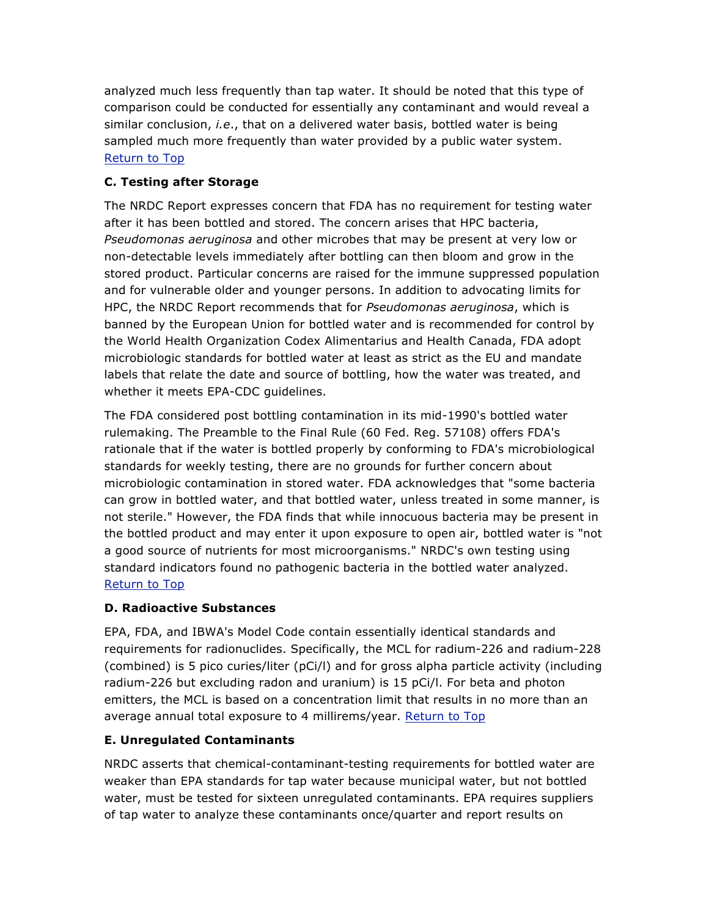analyzed much less frequently than tap water. It should be noted that this type of comparison could be conducted for essentially any contaminant and would reveal a similar conclusion, *i.e.*, that on a delivered water basis, bottled water is being sampled much more frequently than water provided by a public water system. [Return to Top]

**C. Testing after Storage**

The NRDC Report expresses concern that FDA has no requirement for testing water after it has been bottled and stored. The concern arises that HPC bacteria, *Pseudomonas aeruginosa* and other microbes that may be present at very low or non-detectable levels immediately after bottling can then bloom and grow in the stored product. Particular concerns are raised for the immune suppressed population and for vulnerable older and younger persons. In addition to advocating limits for HPC, the NRDC Report recommends that for *Pseudomonas aeruginosa*, which is banned by the European Union for bottled water and is recommended for control by the World Health Organization Codex Alimentarius and Health Canada, FDA adopt microbiologic standards for bottled water at least as strict as the EU and mandate labels that relate the date and source of bottling, how the water was treated, and whether it meets EPA-CDC guidelines.

The FDA considered post bottling contamination in its mid-1990's bottled water rulemaking. The Preamble to the Final Rule (60 Fed. Reg. 57108) offers FDA's rationale that if the water is bottled properly by conforming to FDA's microbiological standards for weekly testing, there are no grounds for further concern about microbiologic contamination in stored water. FDA acknowledges that "some bacteria can grow in bottled water, and that bottled water, unless treated in some manner, is not sterile." However, the FDA finds that while innocuous bacteria may be present in the bottled product and may enter it upon exposure to open air, bottled water is "not a good source of nutrients for most microorganisms." NRDC's own testing using standard indicators found no pathogenic bacteria in the bottled water analyzed. [Return to Top]

**D. Radioactive Substances**

EPA, FDA, and IBWA's Model Code contain essentially identical standards and requirements for radionuclides. Specifically, the MCL for radium-226 and radium-228 (combined) is 5 pico curies/liter (pCi/l) and for gross alpha particle activity (including radium-226 but excluding radon and uranium) is 15 pCi/l. For beta and photon emitters, the MCL is based on a concentration limit that results in no more than an average annual total exposure to 4 millirems/year. [Return to Top]

**E. Unregulated Contaminants**

NRDC asserts that chemical-contaminant-testing requirements for bottled water are weaker than EPA standards for tap water because municipal water, but not bottled water, must be tested for sixteen unregulated contaminants. EPA requires suppliers of tap water to analyze these contaminants once/quarter and report results on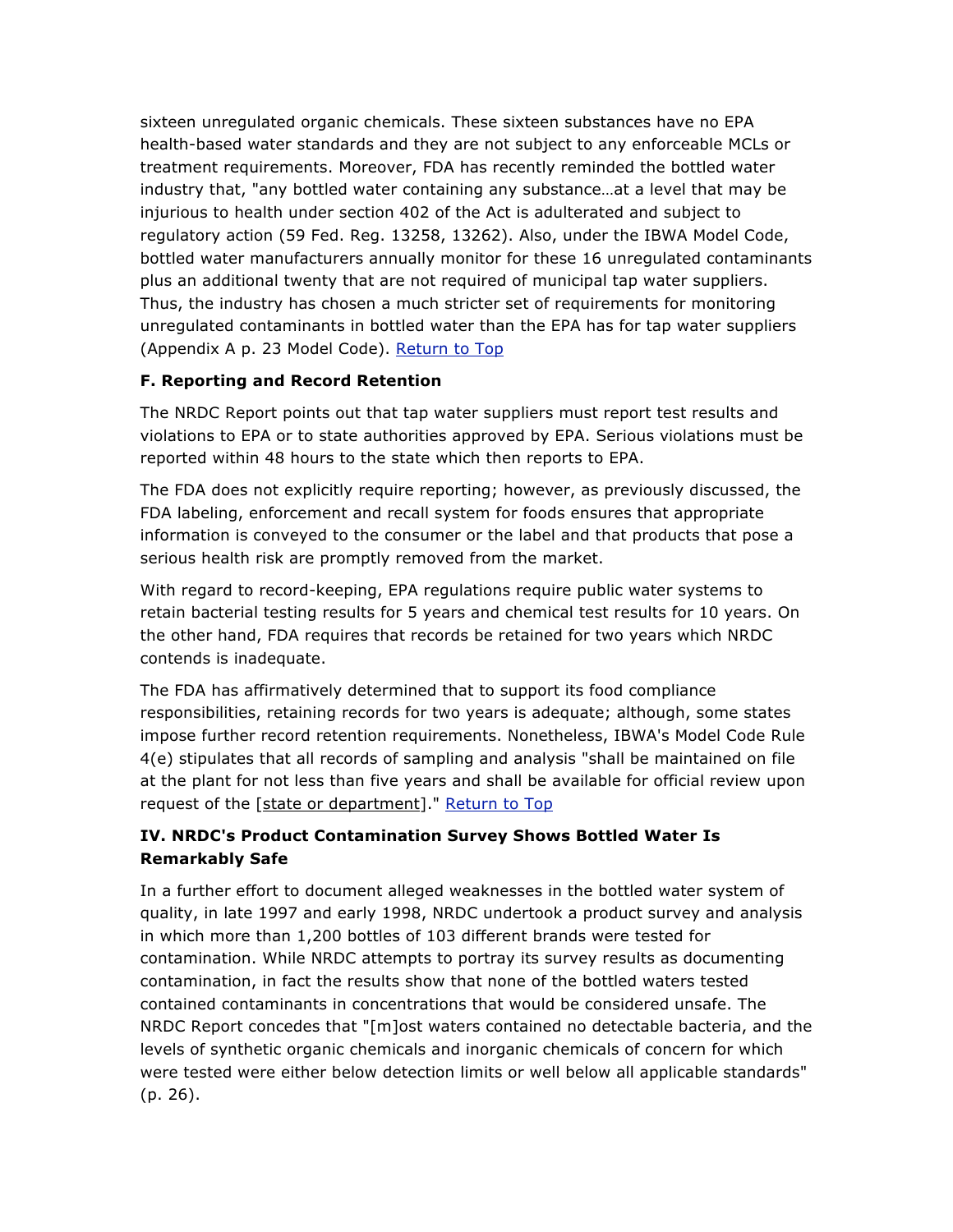sixteen unregulated organic chemicals. These sixteen substances have no EPA health-based water standards and they are not subject to any enforceable MCLs or treatment requirements. Moreover, FDA has recently reminded the bottled water industry that, "any bottled water containing any substance…at a level that may be injurious to health under section 402 of the Act is adulterated and subject to regulatory action (59 Fed. Reg. 13258, 13262). Also, under the IBWA Model Code, bottled water manufacturers annually monitor for these 16 unregulated contaminants plus an additional twenty that are not required of municipal tap water suppliers. Thus, the industry has chosen a much stricter set of requirements for monitoring unregulated contaminants in bottled water than the EPA has for tap water suppliers (Appendix A p. 23 Model Code). Return to Top

**F. Reporting and Record Retention**

The NRDC Report points out that tap water suppliers must report test results and violations to EPA or to state authorities approved by EPA. Serious violations must be reported within 48 hours to the state which then reports to EPA.

The FDA does not explicitly require reporting; however, as previously discussed, the FDA labeling, enforcement and recall system for foods ensures that appropriate information is conveyed to the consumer or the label and that products that pose a serious health risk are promptly removed from the market.

With regard to record-keeping, EPA regulations require public water systems to retain bacterial testing results for 5 years and chemical test results for 10 years. On the other hand, FDA requires that records be retained for two years which NRDC contends is inadequate.

The FDA has affirmatively determined that to support its food compliance responsibilities, retaining records for two years is adequate; although, some states impose further record retention requirements. Nonetheless, IBWA's Model Code Rule 4(e) stipulates that all records of sampling and analysis "shall be maintained on file at the plant for not less than five years and shall be available for official review upon request of the [state or department]." Return to Top

**IV. NRDC's Product Contamination Survey Shows Bottled Water Is Remarkably Safe**

In a further effort to document alleged weaknesses in the bottled water system of quality, in late 1997 and early 1998, NRDC undertook a product survey and analysis in which more than 1,200 bottles of 103 different brands were tested for contamination. While NRDC attempts to portray its survey results as documenting contamination, in fact the results show that none of the bottled waters tested contained contaminants in concentrations that would be considered unsafe. The NRDC Report concedes that "[m]ost waters contained no detectable bacteria, and the levels of synthetic organic chemicals and inorganic chemicals of concern for which were tested were either below detection limits or well below all applicable standards" (p. 26).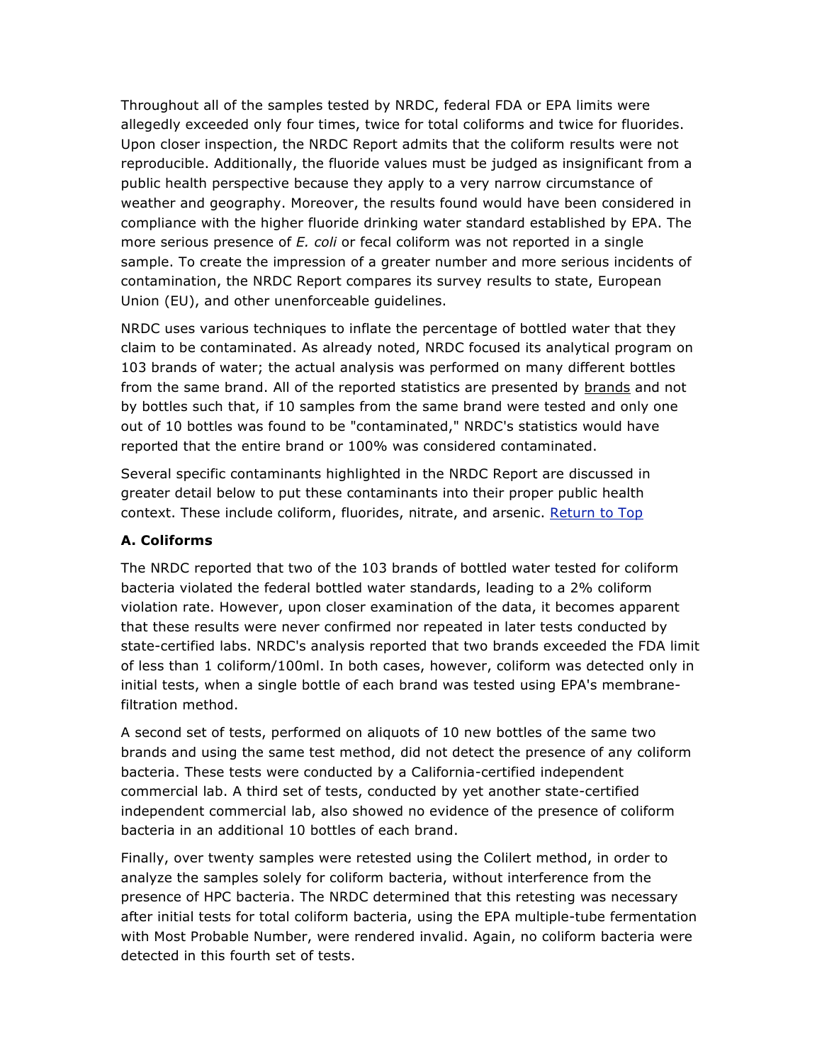Throughout all of the samples tested by NRDC, federal FDA or EPA limits were allegedly exceeded only four times, twice for total coliforms and twice for fluorides. Upon closer inspection, the NRDC Report admits that the coliform results were not reproducible. Additionally, the fluoride values must be judged as insignificant from a public health perspective because they apply to a very narrow circumstance of weather and geography. Moreover, the results found would have been considered in compliance with the higher fluoride drinking water standard established by EPA. The more serious presence of *E. coli* or fecal coliform was not reported in a single sample. To create the impression of a greater number and more serious incidents of contamination, the NRDC Report compares its survey results to state, European Union (EU), and other unenforceable guidelines.

NRDC uses various techniques to inflate the percentage of bottled water that they claim to be contaminated. As already noted, NRDC focused its analytical program on 103 brands of water; the actual analysis was performed on many different bottles from the same brand. All of the reported statistics are presented by <u>brands</u> and not by bottles such that, if 10 samples from the same brand were tested and only one out of 10 bottles was found to be "contaminated," NRDC's statistics would have reported that the entire brand or 100% was considered contaminated.

Several specific contaminants highlighted in the NRDC Report are discussed in greater detail below to put these contaminants into their proper public health context. These include coliform, fluorides, nitrate, and arsenic. Return to Top

**A. Coliforms**

The NRDC reported that two of the 103 brands of bottled water tested for coliform bacteria violated the federal bottled water standards, leading to a 2% coliform violation rate. However, upon closer examination of the data, it becomes apparent that these results were never confirmed nor repeated in later tests conducted by state-certified labs. NRDC's analysis reported that two brands exceeded the FDA limit of less than 1 coliform/100ml. In both cases, however, coliform was detected only in initial tests, when a single bottle of each brand was tested using EPA's membrane-filtration method.

A second set of tests, performed on aliquots of 10 new bottles of the same two brands and using the same test method, did not detect the presence of any coliform bacteria. These tests were conducted by a California-certified independent commercial lab. A third set of tests, conducted by yet another state-certified independent commercial lab, also showed no evidence of the presence of coliform bacteria in an additional 10 bottles of each brand.

Finally, over twenty samples were retested using the Colilert method, in order to analyze the samples solely for coliform bacteria, without interference from the presence of HPC bacteria. The NRDC determined that this retesting was necessary after initial tests for total coliform bacteria, using the EPA multiple-tube fermentation with Most Probable Number, were rendered invalid. Again, no coliform bacteria were detected in this fourth set of tests.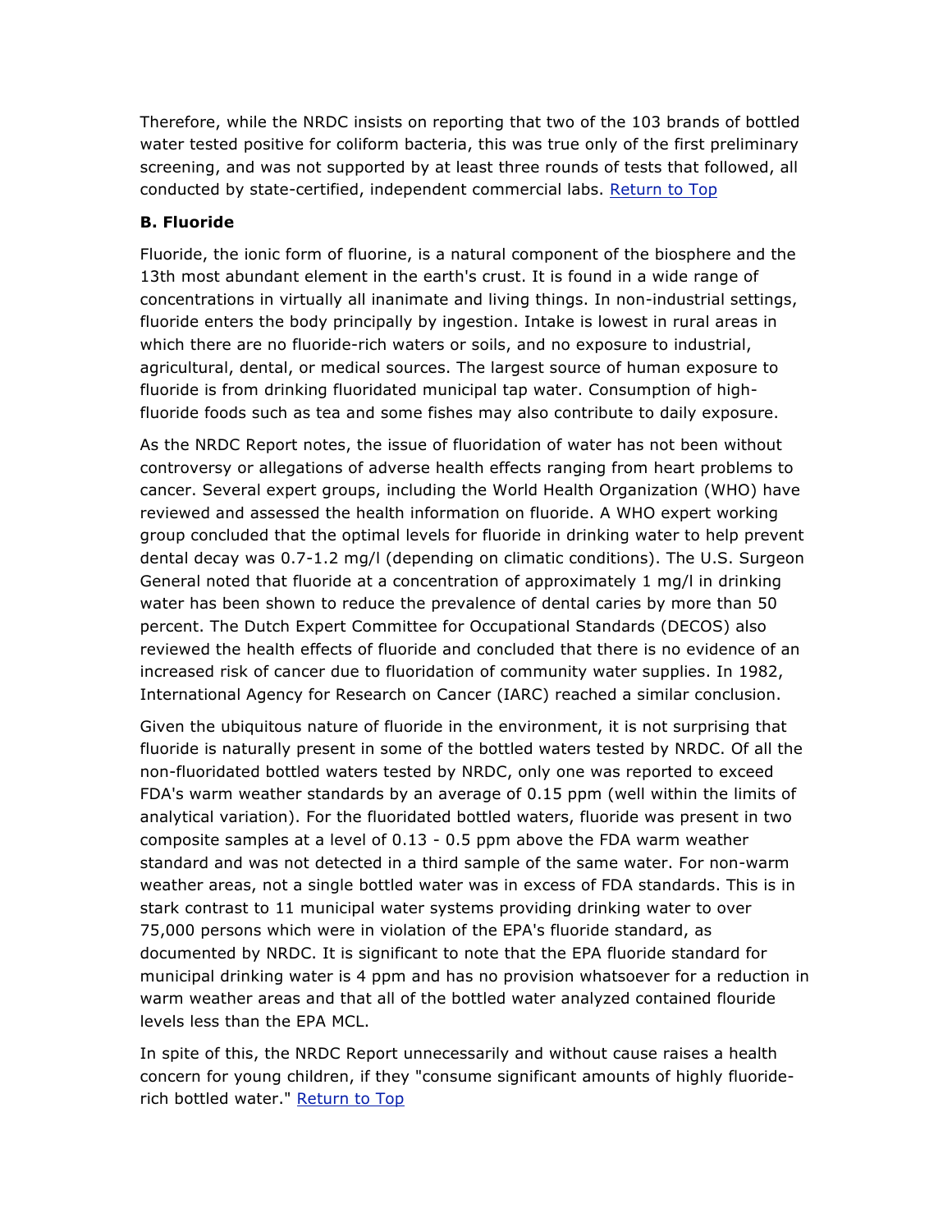Therefore, while the NRDC insists on reporting that two of the 103 brands of bottled water tested positive for coliform bacteria, this was true only of the first preliminary screening, and was not supported by at least three rounds of tests that followed, all conducted by state-certified, independent commercial labs. [Return to Top]

**B. Fluoride**

Fluoride, the ionic form of fluorine, is a natural component of the biosphere and the 13th most abundant element in the earth's crust. It is found in a wide range of concentrations in virtually all inanimate and living things. In non-industrial settings, fluoride enters the body principally by ingestion. Intake is lowest in rural areas in which there are no fluoride-rich waters or soils, and no exposure to industrial, agricultural, dental, or medical sources. The largest source of human exposure to fluoride is from drinking fluoridated municipal tap water. Consumption of high-fluoride foods such as tea and some fishes may also contribute to daily exposure.

As the NRDC Report notes, the issue of fluoridation of water has not been without controversy or allegations of adverse health effects ranging from heart problems to cancer. Several expert groups, including the World Health Organization (WHO) have reviewed and assessed the health information on fluoride. A WHO expert working group concluded that the optimal levels for fluoride in drinking water to help prevent dental decay was 0.7-1.2 mg/l (depending on climatic conditions). The U.S. Surgeon General noted that fluoride at a concentration of approximately 1 mg/l in drinking water has been shown to reduce the prevalence of dental caries by more than 50 percent. The Dutch Expert Committee for Occupational Standards (DECOS) also reviewed the health effects of fluoride and concluded that there is no evidence of an increased risk of cancer due to fluoridation of community water supplies. In 1982, International Agency for Research on Cancer (IARC) reached a similar conclusion.

Given the ubiquitous nature of fluoride in the environment, it is not surprising that fluoride is naturally present in some of the bottled waters tested by NRDC. Of all the non-fluoridated bottled waters tested by NRDC, only one was reported to exceed FDA's warm weather standards by an average of 0.15 ppm (well within the limits of analytical variation). For the fluoridated bottled waters, fluoride was present in two composite samples at a level of 0.13 - 0.5 ppm above the FDA warm weather standard and was not detected in a third sample of the same water. For non-warm weather areas, not a single bottled water was in excess of FDA standards. This is in stark contrast to 11 municipal water systems providing drinking water to over 75,000 persons which were in violation of the EPA's fluoride standard, as documented by NRDC. It is significant to note that the EPA fluoride standard for municipal drinking water is 4 ppm and has no provision whatsoever for a reduction in warm weather areas and that all of the bottled water analyzed contained flouride levels less than the EPA MCL.

In spite of this, the NRDC Report unnecessarily and without cause raises a health concern for young children, if they "consume significant amounts of highly fluoride-rich bottled water." [Return to Top]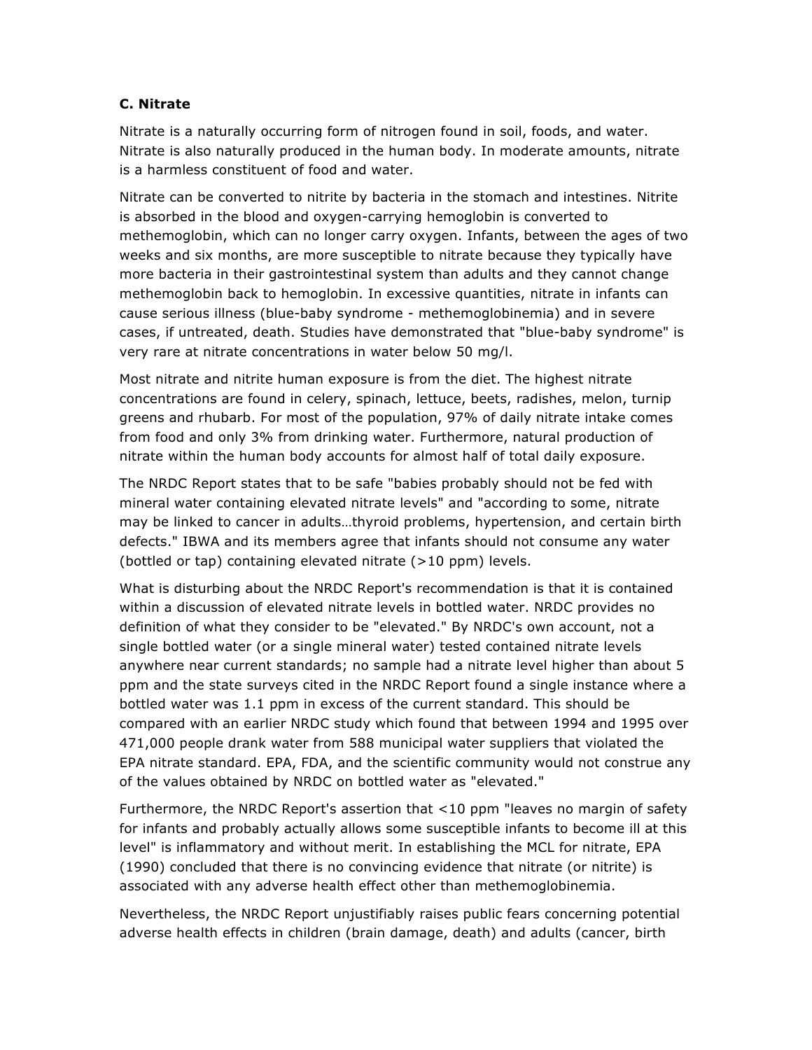**C. Nitrate**

Nitrate is a naturally occurring form of nitrogen found in soil, foods, and water. Nitrate is also naturally produced in the human body. In moderate amounts, nitrate is a harmless constituent of food and water.

Nitrate can be converted to nitrite by bacteria in the stomach and intestines. Nitrite is absorbed in the blood and oxygen-carrying hemoglobin is converted to methemoglobin, which can no longer carry oxygen. Infants, between the ages of two weeks and six months, are more susceptible to nitrate because they typically have more bacteria in their gastrointestinal system than adults and they cannot change methemoglobin back to hemoglobin. In excessive quantities, nitrate in infants can cause serious illness (blue-baby syndrome - methemoglobinemia) and in severe cases, if untreated, death. Studies have demonstrated that "blue-baby syndrome" is very rare at nitrate concentrations in water below 50 mg/l.

Most nitrate and nitrite human exposure is from the diet. The highest nitrate concentrations are found in celery, spinach, lettuce, beets, radishes, melon, turnip greens and rhubarb. For most of the population, 97% of daily nitrate intake comes from food and only 3% from drinking water. Furthermore, natural production of nitrate within the human body accounts for almost half of total daily exposure.

The NRDC Report states that to be safe "babies probably should not be fed with mineral water containing elevated nitrate levels" and "according to some, nitrate may be linked to cancer in adults…thyroid problems, hypertension, and certain birth defects." IBWA and its members agree that infants should not consume any water (bottled or tap) containing elevated nitrate (>10 ppm) levels.

What is disturbing about the NRDC Report's recommendation is that it is contained within a discussion of elevated nitrate levels in bottled water. NRDC provides no definition of what they consider to be "elevated." By NRDC's own account, not a single bottled water (or a single mineral water) tested contained nitrate levels anywhere near current standards; no sample had a nitrate level higher than about 5 ppm and the state surveys cited in the NRDC Report found a single instance where a bottled water was 1.1 ppm in excess of the current standard. This should be compared with an earlier NRDC study which found that between 1994 and 1995 over 471,000 people drank water from 588 municipal water suppliers that violated the EPA nitrate standard. EPA, FDA, and the scientific community would not construe any of the values obtained by NRDC on bottled water as "elevated."

Furthermore, the NRDC Report's assertion that <10 ppm "leaves no margin of safety for infants and probably actually allows some susceptible infants to become ill at this level" is inflammatory and without merit. In establishing the MCL for nitrate, EPA (1990) concluded that there is no convincing evidence that nitrate (or nitrite) is associated with any adverse health effect other than methemoglobinemia.

Nevertheless, the NRDC Report unjustifiably raises public fears concerning potential adverse health effects in children (brain damage, death) and adults (cancer, birth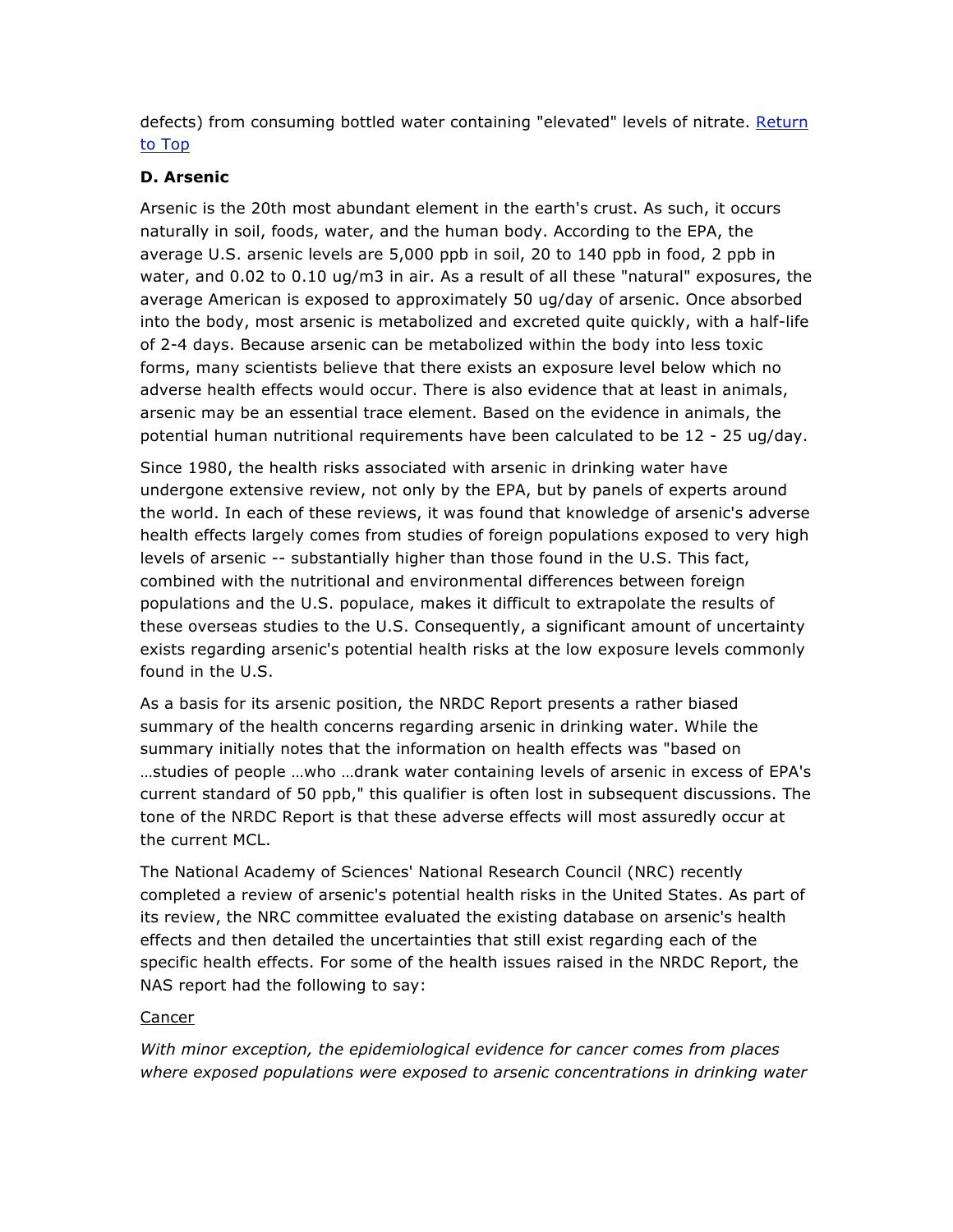defects) from consuming bottled water containing "elevated" levels of nitrate. [Return to Top]

**D. Arsenic**

Arsenic is the 20th most abundant element in the earth's crust. As such, it occurs naturally in soil, foods, water, and the human body. According to the EPA, the average U.S. arsenic levels are 5,000 ppb in soil, 20 to 140 ppb in food, 2 ppb in water, and 0.02 to 0.10 ug/m3 in air. As a result of all these "natural" exposures, the average American is exposed to approximately 50 ug/day of arsenic. Once absorbed into the body, most arsenic is metabolized and excreted quite quickly, with a half-life of 2-4 days. Because arsenic can be metabolized within the body into less toxic forms, many scientists believe that there exists an exposure level below which no adverse health effects would occur. There is also evidence that at least in animals, arsenic may be an essential trace element. Based on the evidence in animals, the potential human nutritional requirements have been calculated to be 12 - 25 ug/day.

Since 1980, the health risks associated with arsenic in drinking water have undergone extensive review, not only by the EPA, but by panels of experts around the world. In each of these reviews, it was found that knowledge of arsenic's adverse health effects largely comes from studies of foreign populations exposed to very high levels of arsenic -- substantially higher than those found in the U.S. This fact, combined with the nutritional and environmental differences between foreign populations and the U.S. populace, makes it difficult to extrapolate the results of these overseas studies to the U.S. Consequently, a significant amount of uncertainty exists regarding arsenic's potential health risks at the low exposure levels commonly found in the U.S.

As a basis for its arsenic position, the NRDC Report presents a rather biased summary of the health concerns regarding arsenic in drinking water. While the summary initially notes that the information on health effects was "based on …studies of people …who …drank water containing levels of arsenic in excess of EPA's current standard of 50 ppb," this qualifier is often lost in subsequent discussions. The tone of the NRDC Report is that these adverse effects will most assuredly occur at the current MCL.

The National Academy of Sciences' National Research Council (NRC) recently completed a review of arsenic's potential health risks in the United States. As part of its review, the NRC committee evaluated the existing database on arsenic's health effects and then detailed the uncertainties that still exist regarding each of the specific health effects. For some of the health issues raised in the NRDC Report, the NAS report had the following to say:

Cancer

*With minor exception, the epidemiological evidence for cancer comes from places where exposed populations were exposed to arsenic concentrations in drinking water*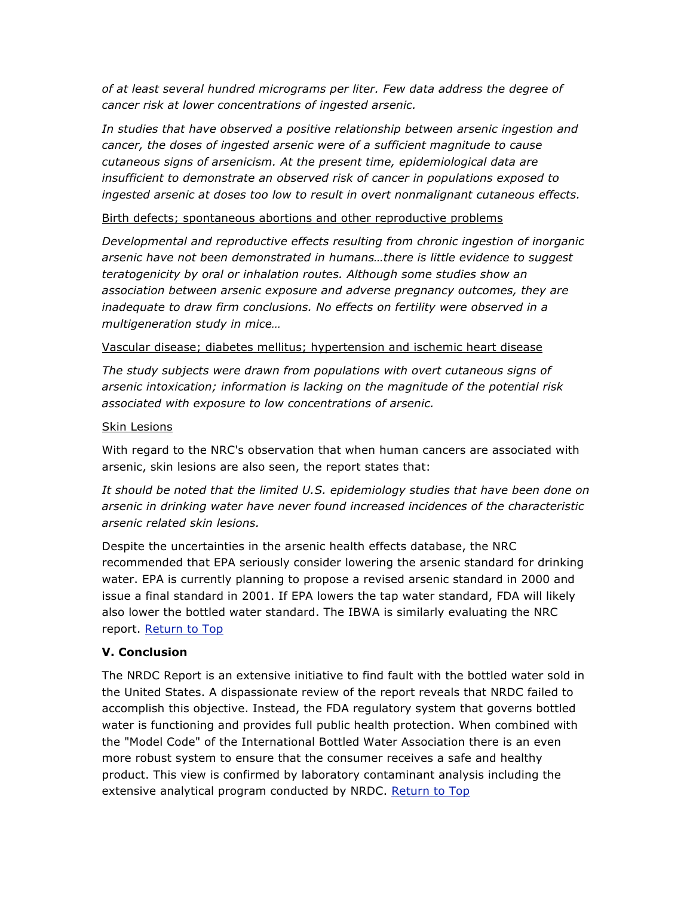*of at least several hundred micrograms per liter. Few data address the degree of cancer risk at lower concentrations of ingested arsenic.*

*In studies that have observed a positive relationship between arsenic ingestion and cancer, the doses of ingested arsenic were of a sufficient magnitude to cause cutaneous signs of arsenicism. At the present time, epidemiological data are insufficient to demonstrate an observed risk of cancer in populations exposed to ingested arsenic at doses too low to result in overt nonmalignant cutaneous effects.*

<u>Birth defects; spontaneous abortions and other reproductive problems</u>

*Developmental and reproductive effects resulting from chronic ingestion of inorganic arsenic have not been demonstrated in humans…there is little evidence to suggest teratogenicity by oral or inhalation routes. Although some studies show an association between arsenic exposure and adverse pregnancy outcomes, they are inadequate to draw firm conclusions. No effects on fertility were observed in a multigeneration study in mice…*

<u>Vascular disease; diabetes mellitus; hypertension and ischemic heart disease</u>

*The study subjects were drawn from populations with overt cutaneous signs of arsenic intoxication; information is lacking on the magnitude of the potential risk associated with exposure to low concentrations of arsenic.*

<u>Skin Lesions</u>

With regard to the NRC's observation that when human cancers are associated with arsenic, skin lesions are also seen, the report states that:

*It should be noted that the limited U.S. epidemiology studies that have been done on arsenic in drinking water have never found increased incidences of the characteristic arsenic related skin lesions.*

Despite the uncertainties in the arsenic health effects database, the NRC recommended that EPA seriously consider lowering the arsenic standard for drinking water. EPA is currently planning to propose a revised arsenic standard in 2000 and issue a final standard in 2001. If EPA lowers the tap water standard, FDA will likely also lower the bottled water standard. The IBWA is similarly evaluating the NRC report. Return to Top

**V. Conclusion**

The NRDC Report is an extensive initiative to find fault with the bottled water sold in the United States. A dispassionate review of the report reveals that NRDC failed to accomplish this objective. Instead, the FDA regulatory system that governs bottled water is functioning and provides full public health protection. When combined with the "Model Code" of the International Bottled Water Association there is an even more robust system to ensure that the consumer receives a safe and healthy product. This view is confirmed by laboratory contaminant analysis including the extensive analytical program conducted by NRDC. Return to Top